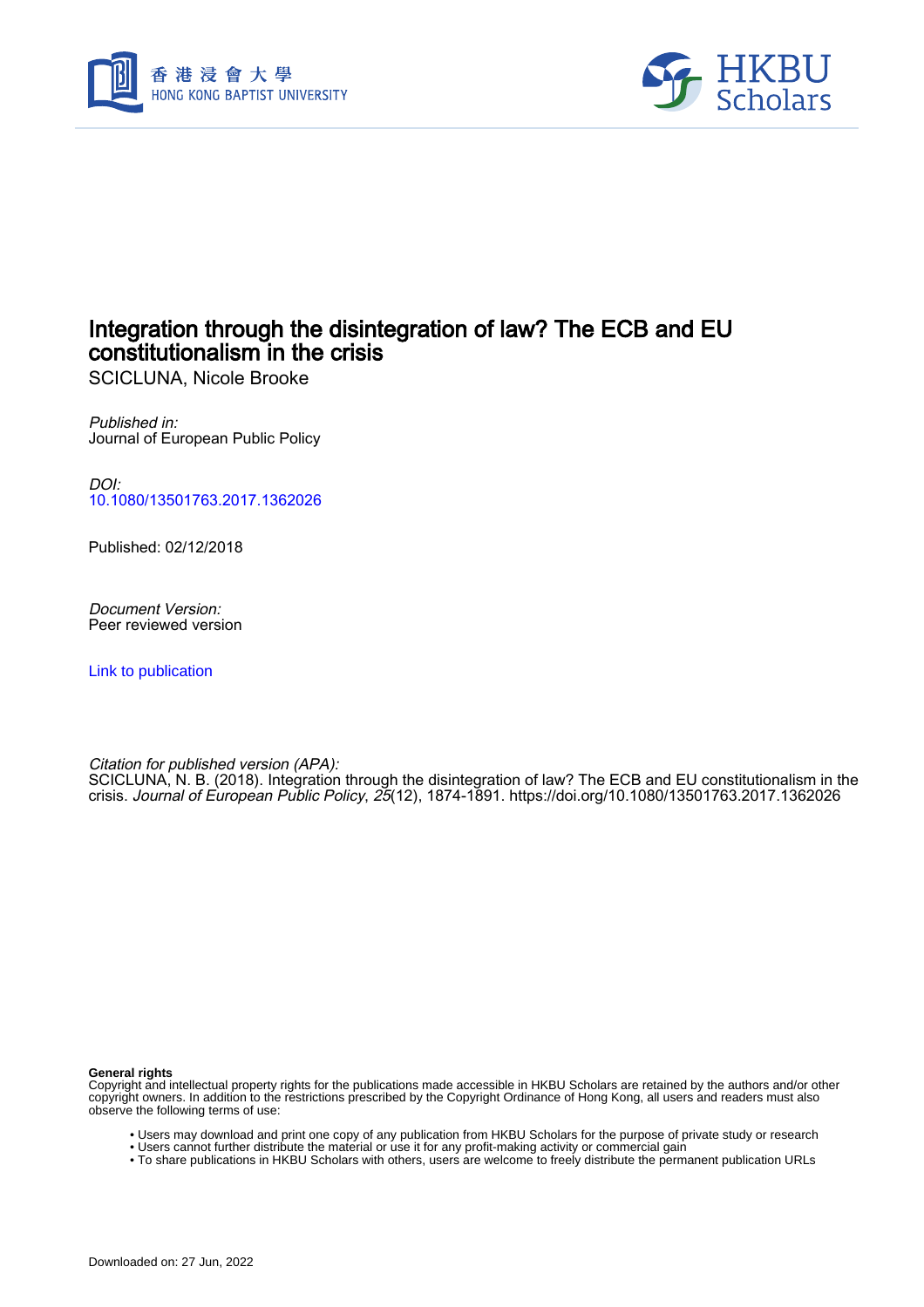# Integration through the disintegration of law? The ECB and EU constitutionalism in the crisis

SCICLUNA, Nicole Brooke

*Published in:*
Journal of European Public Policy

*DOI:*
10.1080/13501763.2017.1362026

Published: 02/12/2018

*Document Version:*
Peer reviewed version

Link to publication

*Citation for published version (APA):*
SCICLUNA, N. B. (2018). Integration through the disintegration of law? The ECB and EU constitutionalism in the crisis. *Journal of European Public Policy*, *25*(12), 1874-1891. https://doi.org/10.1080/13501763.2017.1362026

**General rights**
Copyright and intellectual property rights for the publications made accessible in HKBU Scholars are retained by the authors and/or other copyright owners. In addition to the restrictions prescribed by the Copyright Ordinance of Hong Kong, all users and readers must also observe the following terms of use:

- Users may download and print one copy of any publication from HKBU Scholars for the purpose of private study or research
- Users cannot further distribute the material or use it for any profit-making activity or commercial gain
- To share publications in HKBU Scholars with others, users are welcome to freely distribute the permanent publication URLs

Downloaded on: 27 Jun, 2022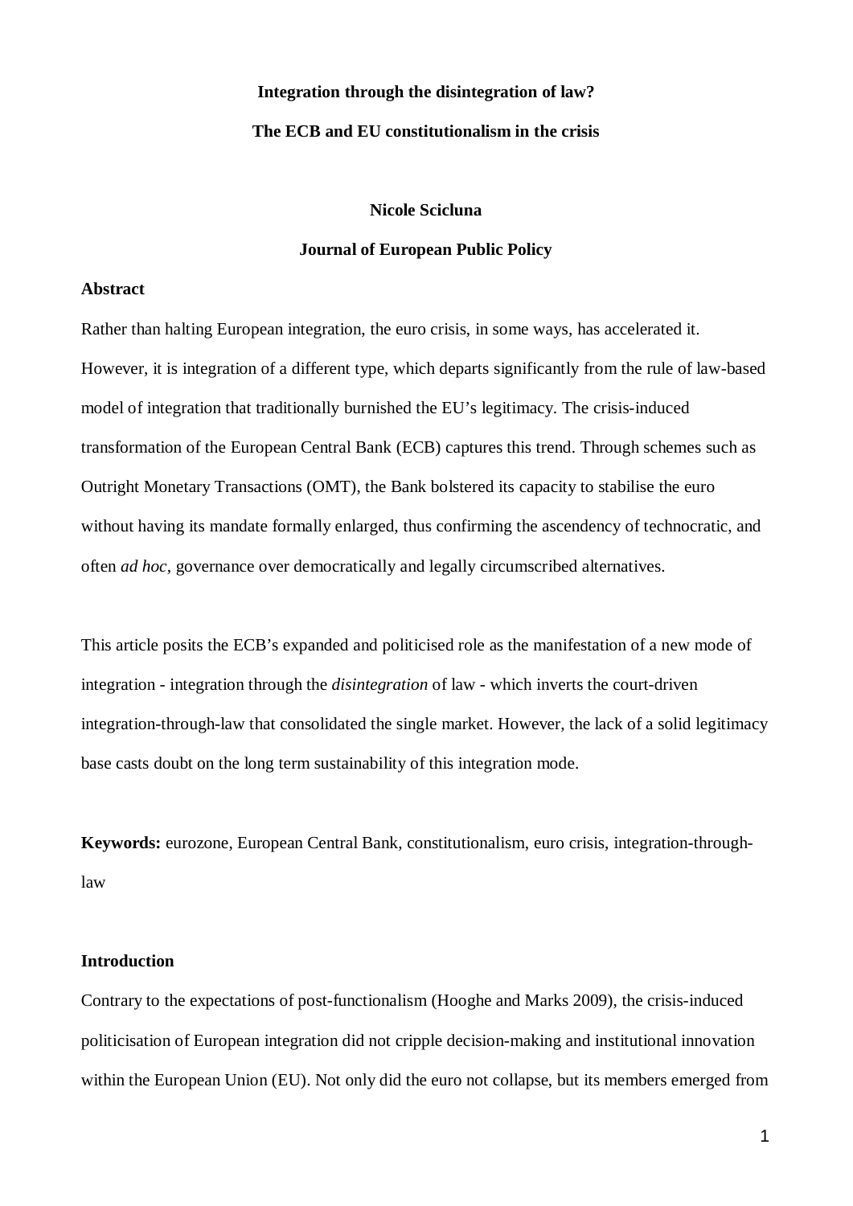**Integration through the disintegration of law?**

**The ECB and EU constitutionalism in the crisis**

**Nicole Scicluna**

**Journal of European Public Policy**

**Abstract**

Rather than halting European integration, the euro crisis, in some ways, has accelerated it. However, it is integration of a different type, which departs significantly from the rule of law-based model of integration that traditionally burnished the EU's legitimacy. The crisis-induced transformation of the European Central Bank (ECB) captures this trend. Through schemes such as Outright Monetary Transactions (OMT), the Bank bolstered its capacity to stabilise the euro without having its mandate formally enlarged, thus confirming the ascendency of technocratic, and often *ad hoc*, governance over democratically and legally circumscribed alternatives.

This article posits the ECB's expanded and politicised role as the manifestation of a new mode of integration - integration through the *disintegration* of law - which inverts the court-driven integration-through-law that consolidated the single market. However, the lack of a solid legitimacy base casts doubt on the long term sustainability of this integration mode.

**Keywords:** eurozone, European Central Bank, constitutionalism, euro crisis, integration-through-law

**Introduction**

Contrary to the expectations of post-functionalism (Hooghe and Marks 2009), the crisis-induced politicisation of European integration did not cripple decision-making and institutional innovation within the European Union (EU). Not only did the euro not collapse, but its members emerged from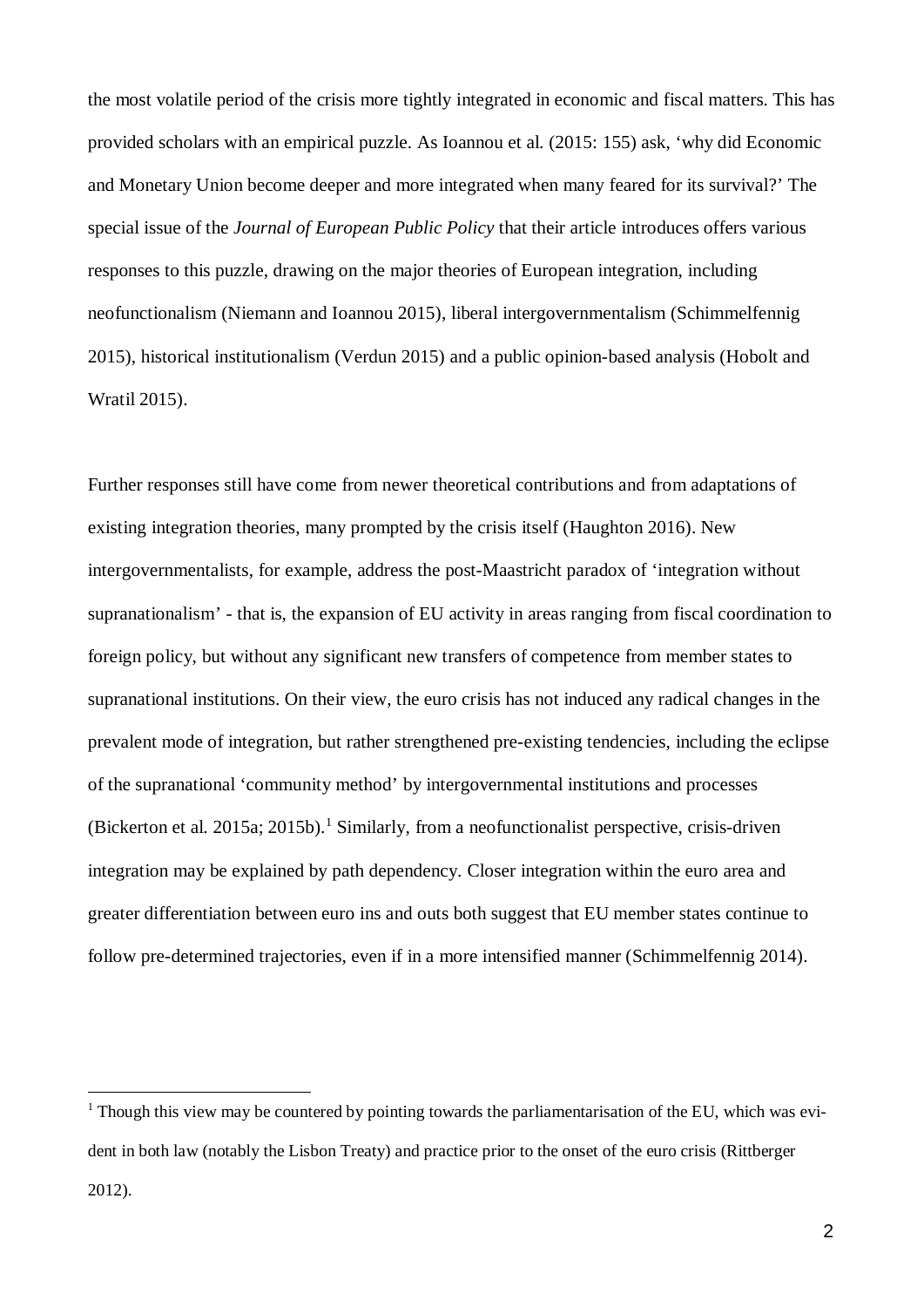the most volatile period of the crisis more tightly integrated in economic and fiscal matters. This has provided scholars with an empirical puzzle. As Ioannou et al. (2015: 155) ask, 'why did Economic and Monetary Union become deeper and more integrated when many feared for its survival?' The special issue of the *Journal of European Public Policy* that their article introduces offers various responses to this puzzle, drawing on the major theories of European integration, including neofunctionalism (Niemann and Ioannou 2015), liberal intergovernmentalism (Schimmelfennig 2015), historical institutionalism (Verdun 2015) and a public opinion-based analysis (Hobolt and Wratil 2015).

Further responses still have come from newer theoretical contributions and from adaptations of existing integration theories, many prompted by the crisis itself (Haughton 2016). New intergovernmentalists, for example, address the post-Maastricht paradox of 'integration without supranationalism' - that is, the expansion of EU activity in areas ranging from fiscal coordination to foreign policy, but without any significant new transfers of competence from member states to supranational institutions. On their view, the euro crisis has not induced any radical changes in the prevalent mode of integration, but rather strengthened pre-existing tendencies, including the eclipse of the supranational 'community method' by intergovernmental institutions and processes (Bickerton et al. 2015a; 2015b).[1] Similarly, from a neofunctionalist perspective, crisis-driven integration may be explained by path dependency. Closer integration within the euro area and greater differentiation between euro ins and outs both suggest that EU member states continue to follow pre-determined trajectories, even if in a more intensified manner (Schimmelfennig 2014).

---

[1] Though this view may be countered by pointing towards the parliamentarisation of the EU, which was evident in both law (notably the Lisbon Treaty) and practice prior to the onset of the euro crisis (Rittberger 2012).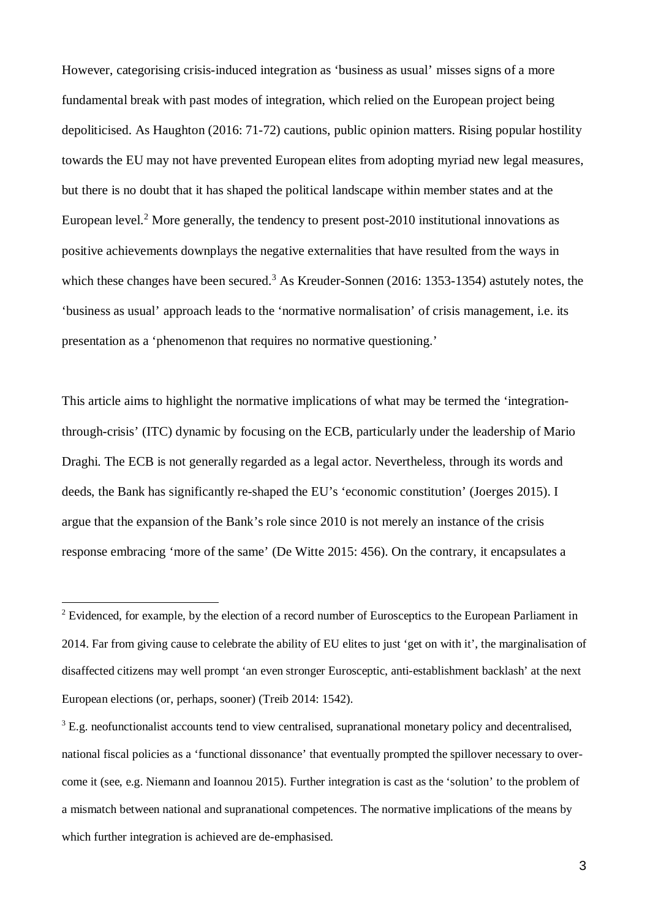However, categorising crisis-induced integration as 'business as usual' misses signs of a more fundamental break with past modes of integration, which relied on the European project being depoliticised. As Haughton (2016: 71-72) cautions, public opinion matters. Rising popular hostility towards the EU may not have prevented European elites from adopting myriad new legal measures, but there is no doubt that it has shaped the political landscape within member states and at the European level.[2] More generally, the tendency to present post-2010 institutional innovations as positive achievements downplays the negative externalities that have resulted from the ways in which these changes have been secured.[3] As Kreuder-Sonnen (2016: 1353-1354) astutely notes, the 'business as usual' approach leads to the 'normative normalisation' of crisis management, i.e. its presentation as a 'phenomenon that requires no normative questioning.'

This article aims to highlight the normative implications of what may be termed the 'integration-through-crisis' (ITC) dynamic by focusing on the ECB, particularly under the leadership of Mario Draghi. The ECB is not generally regarded as a legal actor. Nevertheless, through its words and deeds, the Bank has significantly re-shaped the EU's 'economic constitution' (Joerges 2015). I argue that the expansion of the Bank's role since 2010 is not merely an instance of the crisis response embracing 'more of the same' (De Witte 2015: 456). On the contrary, it encapsulates a

---

[2] Evidenced, for example, by the election of a record number of Eurosceptics to the European Parliament in 2014. Far from giving cause to celebrate the ability of EU elites to just 'get on with it', the marginalisation of disaffected citizens may well prompt 'an even stronger Eurosceptic, anti-establishment backlash' at the next European elections (or, perhaps, sooner) (Treib 2014: 1542).

[3] E.g. neofunctionalist accounts tend to view centralised, supranational monetary policy and decentralised, national fiscal policies as a 'functional dissonance' that eventually prompted the spillover necessary to overcome it (see, e.g. Niemann and Ioannou 2015). Further integration is cast as the 'solution' to the problem of a mismatch between national and supranational competences. The normative implications of the means by which further integration is achieved are de-emphasised.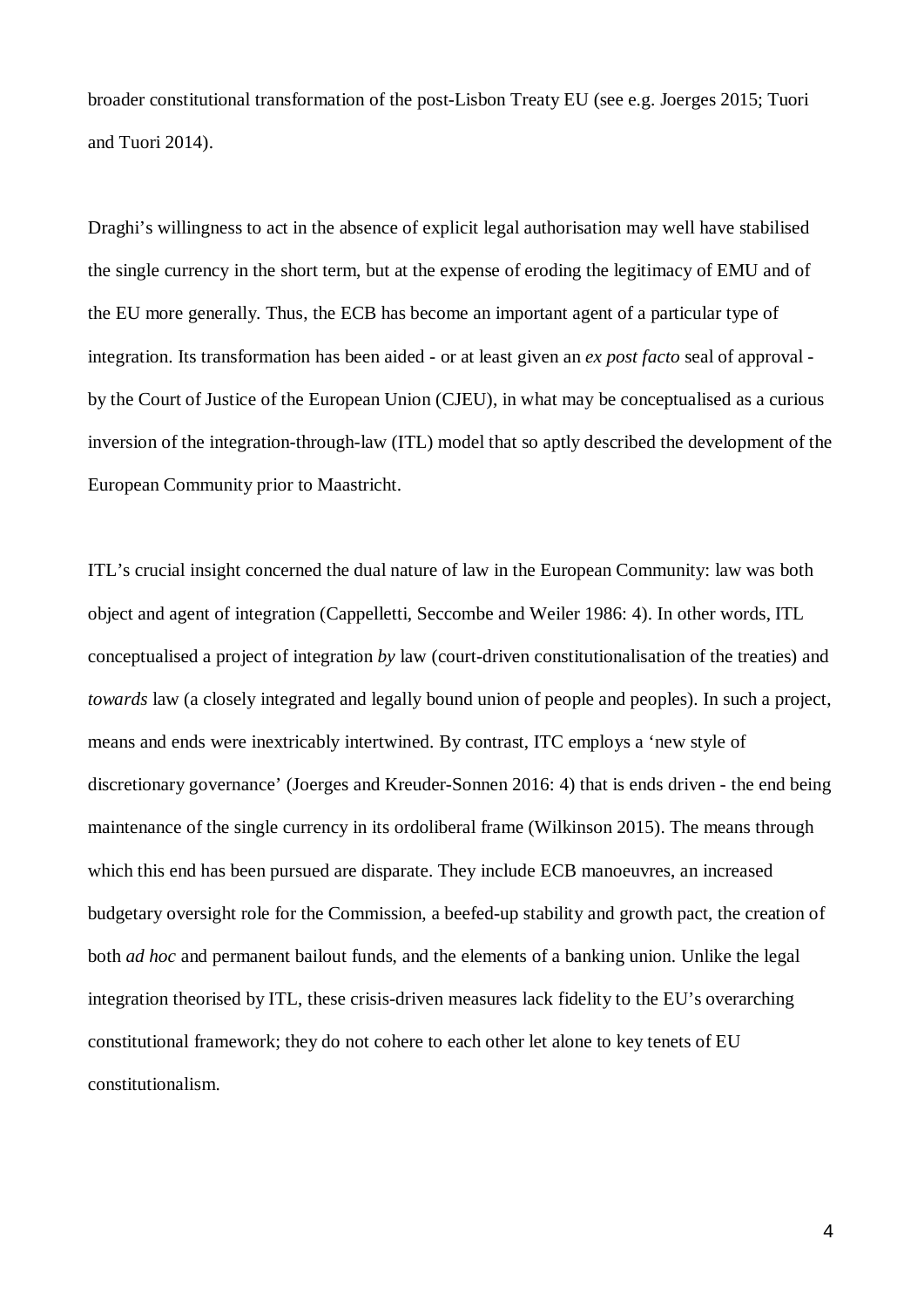broader constitutional transformation of the post-Lisbon Treaty EU (see e.g. Joerges 2015; Tuori and Tuori 2014).

Draghi's willingness to act in the absence of explicit legal authorisation may well have stabilised the single currency in the short term, but at the expense of eroding the legitimacy of EMU and of the EU more generally. Thus, the ECB has become an important agent of a particular type of integration. Its transformation has been aided - or at least given an *ex post facto* seal of approval - by the Court of Justice of the European Union (CJEU), in what may be conceptualised as a curious inversion of the integration-through-law (ITL) model that so aptly described the development of the European Community prior to Maastricht.

ITL's crucial insight concerned the dual nature of law in the European Community: law was both object and agent of integration (Cappelletti, Seccombe and Weiler 1986: 4). In other words, ITL conceptualised a project of integration *by* law (court-driven constitutionalisation of the treaties) and *towards* law (a closely integrated and legally bound union of people and peoples). In such a project, means and ends were inextricably intertwined. By contrast, ITC employs a 'new style of discretionary governance' (Joerges and Kreuder-Sonnen 2016: 4) that is ends driven - the end being maintenance of the single currency in its ordoliberal frame (Wilkinson 2015). The means through which this end has been pursued are disparate. They include ECB manoeuvres, an increased budgetary oversight role for the Commission, a beefed-up stability and growth pact, the creation of both *ad hoc* and permanent bailout funds, and the elements of a banking union. Unlike the legal integration theorised by ITL, these crisis-driven measures lack fidelity to the EU's overarching constitutional framework; they do not cohere to each other let alone to key tenets of EU constitutionalism.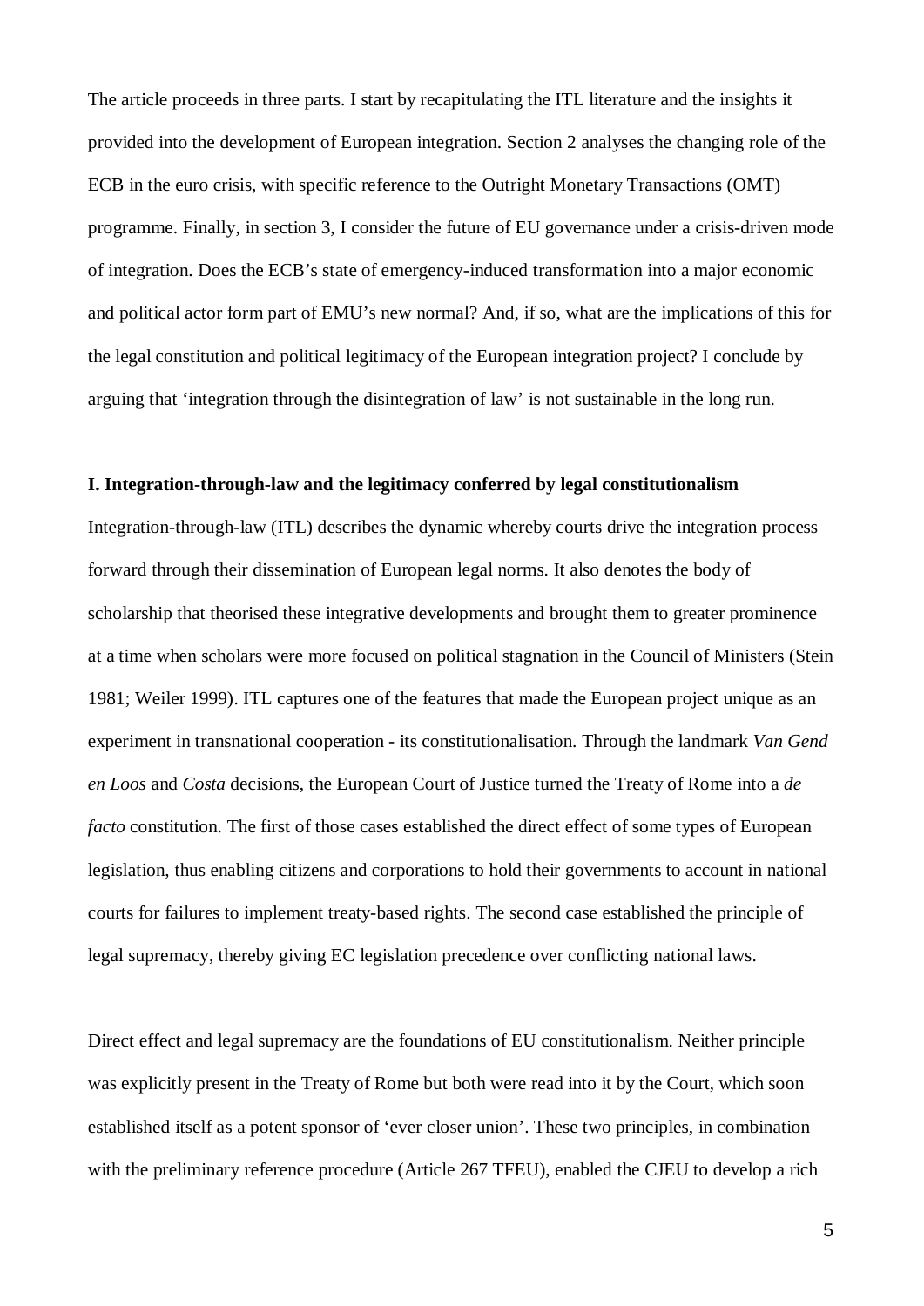The article proceeds in three parts. I start by recapitulating the ITL literature and the insights it provided into the development of European integration. Section 2 analyses the changing role of the ECB in the euro crisis, with specific reference to the Outright Monetary Transactions (OMT) programme. Finally, in section 3, I consider the future of EU governance under a crisis-driven mode of integration. Does the ECB's state of emergency-induced transformation into a major economic and political actor form part of EMU's new normal? And, if so, what are the implications of this for the legal constitution and political legitimacy of the European integration project? I conclude by arguing that 'integration through the disintegration of law' is not sustainable in the long run.

## I. Integration-through-law and the legitimacy conferred by legal constitutionalism

Integration-through-law (ITL) describes the dynamic whereby courts drive the integration process forward through their dissemination of European legal norms. It also denotes the body of scholarship that theorised these integrative developments and brought them to greater prominence at a time when scholars were more focused on political stagnation in the Council of Ministers (Stein 1981; Weiler 1999). ITL captures one of the features that made the European project unique as an experiment in transnational cooperation - its constitutionalisation. Through the landmark *Van Gend en Loos* and *Costa* decisions, the European Court of Justice turned the Treaty of Rome into a *de facto* constitution. The first of those cases established the direct effect of some types of European legislation, thus enabling citizens and corporations to hold their governments to account in national courts for failures to implement treaty-based rights. The second case established the principle of legal supremacy, thereby giving EC legislation precedence over conflicting national laws.

Direct effect and legal supremacy are the foundations of EU constitutionalism. Neither principle was explicitly present in the Treaty of Rome but both were read into it by the Court, which soon established itself as a potent sponsor of 'ever closer union'. These two principles, in combination with the preliminary reference procedure (Article 267 TFEU), enabled the CJEU to develop a rich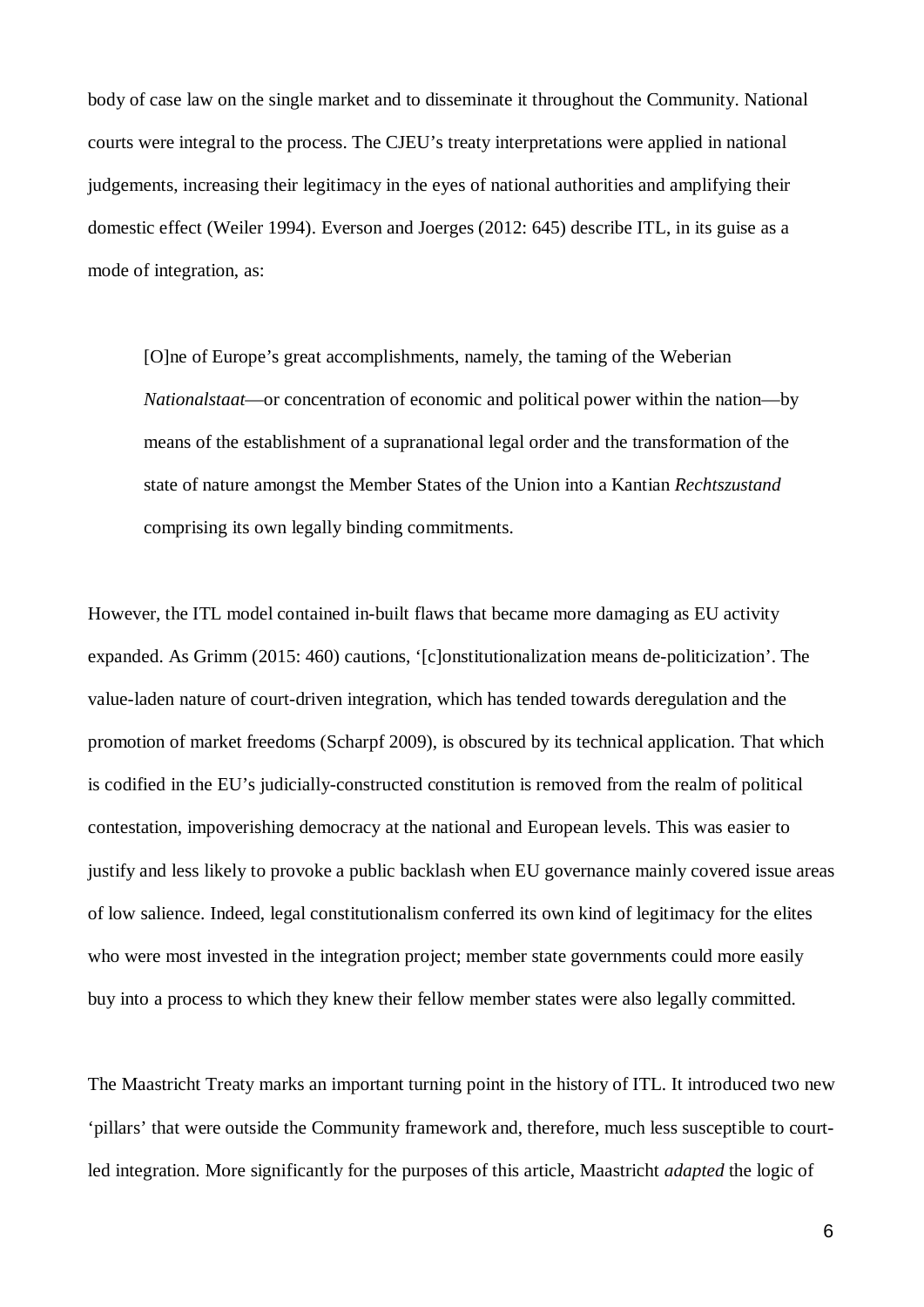body of case law on the single market and to disseminate it throughout the Community. National courts were integral to the process. The CJEU's treaty interpretations were applied in national judgements, increasing their legitimacy in the eyes of national authorities and amplifying their domestic effect (Weiler 1994). Everson and Joerges (2012: 645) describe ITL, in its guise as a mode of integration, as:

> [O]ne of Europe's great accomplishments, namely, the taming of the Weberian *Nationalstaat*—or concentration of economic and political power within the nation—by means of the establishment of a supranational legal order and the transformation of the state of nature amongst the Member States of the Union into a Kantian *Rechtszustand* comprising its own legally binding commitments.

However, the ITL model contained in-built flaws that became more damaging as EU activity expanded. As Grimm (2015: 460) cautions, '[c]onstitutionalization means de-politicization'. The value-laden nature of court-driven integration, which has tended towards deregulation and the promotion of market freedoms (Scharpf 2009), is obscured by its technical application. That which is codified in the EU's judicially-constructed constitution is removed from the realm of political contestation, impoverishing democracy at the national and European levels. This was easier to justify and less likely to provoke a public backlash when EU governance mainly covered issue areas of low salience. Indeed, legal constitutionalism conferred its own kind of legitimacy for the elites who were most invested in the integration project; member state governments could more easily buy into a process to which they knew their fellow member states were also legally committed.

The Maastricht Treaty marks an important turning point in the history of ITL. It introduced two new 'pillars' that were outside the Community framework and, therefore, much less susceptible to court-led integration. More significantly for the purposes of this article, Maastricht *adapted* the logic of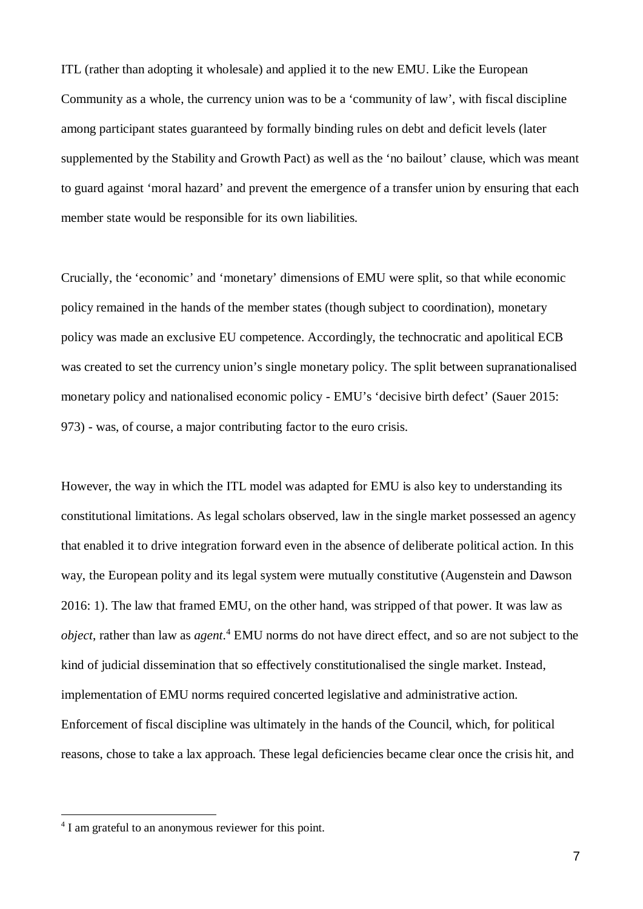ITL (rather than adopting it wholesale) and applied it to the new EMU. Like the European Community as a whole, the currency union was to be a 'community of law', with fiscal discipline among participant states guaranteed by formally binding rules on debt and deficit levels (later supplemented by the Stability and Growth Pact) as well as the 'no bailout' clause, which was meant to guard against 'moral hazard' and prevent the emergence of a transfer union by ensuring that each member state would be responsible for its own liabilities.

Crucially, the 'economic' and 'monetary' dimensions of EMU were split, so that while economic policy remained in the hands of the member states (though subject to coordination), monetary policy was made an exclusive EU competence. Accordingly, the technocratic and apolitical ECB was created to set the currency union's single monetary policy. The split between supranationalised monetary policy and nationalised economic policy - EMU's 'decisive birth defect' (Sauer 2015: 973) - was, of course, a major contributing factor to the euro crisis.

However, the way in which the ITL model was adapted for EMU is also key to understanding its constitutional limitations. As legal scholars observed, law in the single market possessed an agency that enabled it to drive integration forward even in the absence of deliberate political action. In this way, the European polity and its legal system were mutually constitutive (Augenstein and Dawson 2016: 1). The law that framed EMU, on the other hand, was stripped of that power. It was law as *object*, rather than law as *agent*.[4] EMU norms do not have direct effect, and so are not subject to the kind of judicial dissemination that so effectively constitutionalised the single market. Instead, implementation of EMU norms required concerted legislative and administrative action. Enforcement of fiscal discipline was ultimately in the hands of the Council, which, for political reasons, chose to take a lax approach. These legal deficiencies became clear once the crisis hit, and

[4] I am grateful to an anonymous reviewer for this point.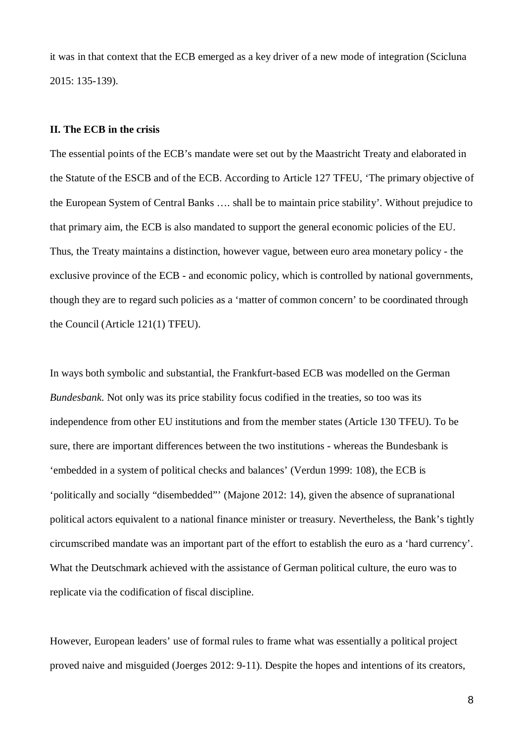it was in that context that the ECB emerged as a key driver of a new mode of integration (Scicluna 2015: 135-139).

## II. The ECB in the crisis

The essential points of the ECB's mandate were set out by the Maastricht Treaty and elaborated in the Statute of the ESCB and of the ECB. According to Article 127 TFEU, 'The primary objective of the European System of Central Banks …. shall be to maintain price stability'. Without prejudice to that primary aim, the ECB is also mandated to support the general economic policies of the EU. Thus, the Treaty maintains a distinction, however vague, between euro area monetary policy - the exclusive province of the ECB - and economic policy, which is controlled by national governments, though they are to regard such policies as a 'matter of common concern' to be coordinated through the Council (Article 121(1) TFEU).

In ways both symbolic and substantial, the Frankfurt-based ECB was modelled on the German *Bundesbank*. Not only was its price stability focus codified in the treaties, so too was its independence from other EU institutions and from the member states (Article 130 TFEU). To be sure, there are important differences between the two institutions - whereas the Bundesbank is 'embedded in a system of political checks and balances' (Verdun 1999: 108), the ECB is 'politically and socially "disembedded"' (Majone 2012: 14), given the absence of supranational political actors equivalent to a national finance minister or treasury. Nevertheless, the Bank's tightly circumscribed mandate was an important part of the effort to establish the euro as a 'hard currency'. What the Deutschmark achieved with the assistance of German political culture, the euro was to replicate via the codification of fiscal discipline.

However, European leaders' use of formal rules to frame what was essentially a political project proved naive and misguided (Joerges 2012: 9-11). Despite the hopes and intentions of its creators,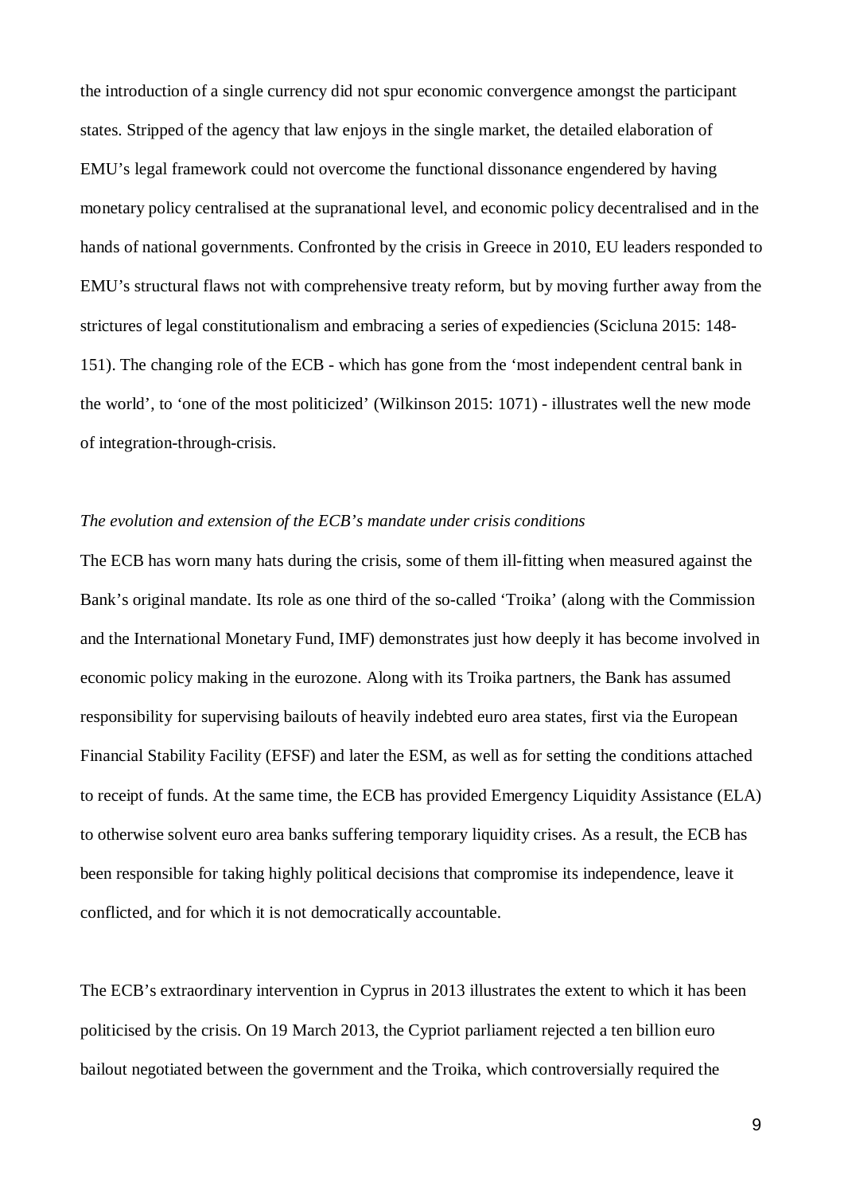the introduction of a single currency did not spur economic convergence amongst the participant states. Stripped of the agency that law enjoys in the single market, the detailed elaboration of EMU's legal framework could not overcome the functional dissonance engendered by having monetary policy centralised at the supranational level, and economic policy decentralised and in the hands of national governments. Confronted by the crisis in Greece in 2010, EU leaders responded to EMU's structural flaws not with comprehensive treaty reform, but by moving further away from the strictures of legal constitutionalism and embracing a series of expediencies (Scicluna 2015: 148-151). The changing role of the ECB - which has gone from the 'most independent central bank in the world', to 'one of the most politicized' (Wilkinson 2015: 1071) - illustrates well the new mode of integration-through-crisis.

*The evolution and extension of the ECB's mandate under crisis conditions*

The ECB has worn many hats during the crisis, some of them ill-fitting when measured against the Bank's original mandate. Its role as one third of the so-called 'Troika' (along with the Commission and the International Monetary Fund, IMF) demonstrates just how deeply it has become involved in economic policy making in the eurozone. Along with its Troika partners, the Bank has assumed responsibility for supervising bailouts of heavily indebted euro area states, first via the European Financial Stability Facility (EFSF) and later the ESM, as well as for setting the conditions attached to receipt of funds. At the same time, the ECB has provided Emergency Liquidity Assistance (ELA) to otherwise solvent euro area banks suffering temporary liquidity crises. As a result, the ECB has been responsible for taking highly political decisions that compromise its independence, leave it conflicted, and for which it is not democratically accountable.

The ECB's extraordinary intervention in Cyprus in 2013 illustrates the extent to which it has been politicised by the crisis. On 19 March 2013, the Cypriot parliament rejected a ten billion euro bailout negotiated between the government and the Troika, which controversially required the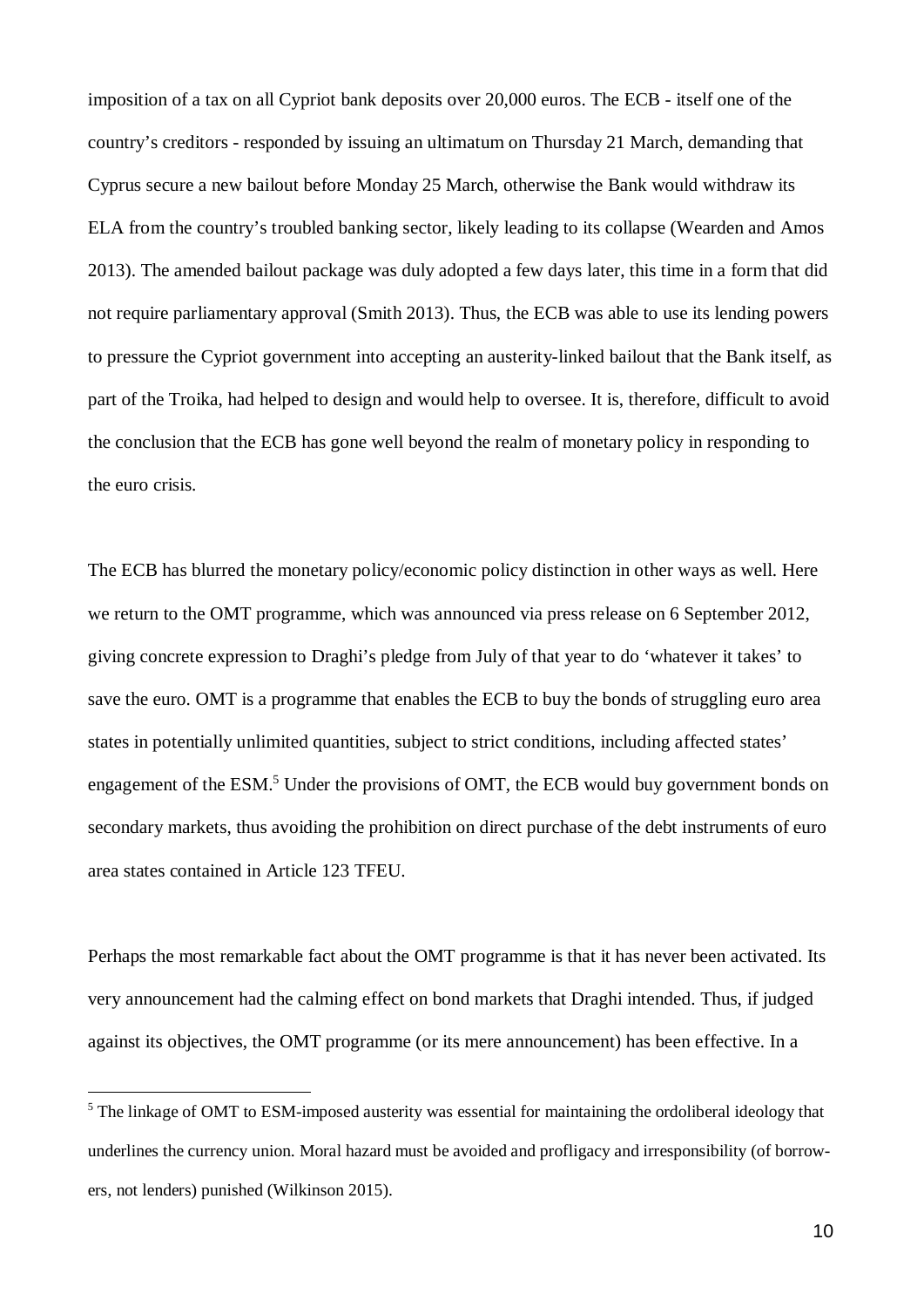imposition of a tax on all Cypriot bank deposits over 20,000 euros. The ECB - itself one of the country's creditors - responded by issuing an ultimatum on Thursday 21 March, demanding that Cyprus secure a new bailout before Monday 25 March, otherwise the Bank would withdraw its ELA from the country's troubled banking sector, likely leading to its collapse (Wearden and Amos 2013). The amended bailout package was duly adopted a few days later, this time in a form that did not require parliamentary approval (Smith 2013). Thus, the ECB was able to use its lending powers to pressure the Cypriot government into accepting an austerity-linked bailout that the Bank itself, as part of the Troika, had helped to design and would help to oversee. It is, therefore, difficult to avoid the conclusion that the ECB has gone well beyond the realm of monetary policy in responding to the euro crisis.

The ECB has blurred the monetary policy/economic policy distinction in other ways as well. Here we return to the OMT programme, which was announced via press release on 6 September 2012, giving concrete expression to Draghi's pledge from July of that year to do 'whatever it takes' to save the euro. OMT is a programme that enables the ECB to buy the bonds of struggling euro area states in potentially unlimited quantities, subject to strict conditions, including affected states' engagement of the ESM.[5] Under the provisions of OMT, the ECB would buy government bonds on secondary markets, thus avoiding the prohibition on direct purchase of the debt instruments of euro area states contained in Article 123 TFEU.

Perhaps the most remarkable fact about the OMT programme is that it has never been activated. Its very announcement had the calming effect on bond markets that Draghi intended. Thus, if judged against its objectives, the OMT programme (or its mere announcement) has been effective. In a

[5] The linkage of OMT to ESM-imposed austerity was essential for maintaining the ordoliberal ideology that underlines the currency union. Moral hazard must be avoided and profligacy and irresponsibility (of borrowers, not lenders) punished (Wilkinson 2015).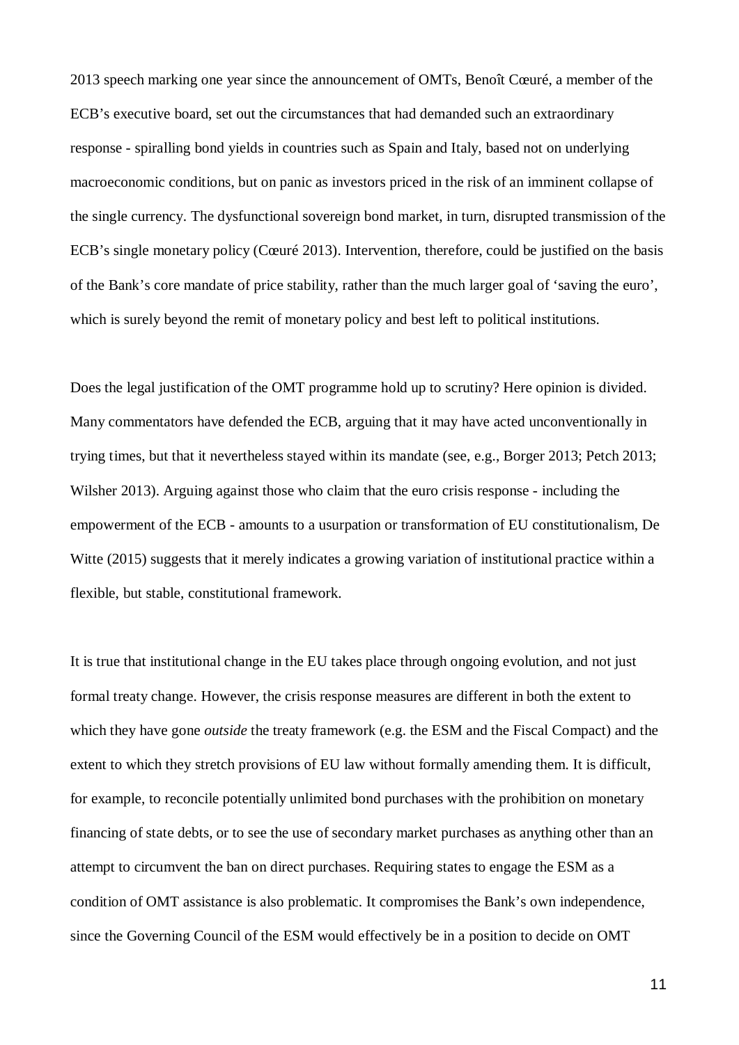2013 speech marking one year since the announcement of OMTs, Benoît Cœuré, a member of the ECB's executive board, set out the circumstances that had demanded such an extraordinary response - spiralling bond yields in countries such as Spain and Italy, based not on underlying macroeconomic conditions, but on panic as investors priced in the risk of an imminent collapse of the single currency. The dysfunctional sovereign bond market, in turn, disrupted transmission of the ECB's single monetary policy (Cœuré 2013). Intervention, therefore, could be justified on the basis of the Bank's core mandate of price stability, rather than the much larger goal of 'saving the euro', which is surely beyond the remit of monetary policy and best left to political institutions.

Does the legal justification of the OMT programme hold up to scrutiny? Here opinion is divided. Many commentators have defended the ECB, arguing that it may have acted unconventionally in trying times, but that it nevertheless stayed within its mandate (see, e.g., Borger 2013; Petch 2013; Wilsher 2013). Arguing against those who claim that the euro crisis response - including the empowerment of the ECB - amounts to a usurpation or transformation of EU constitutionalism, De Witte (2015) suggests that it merely indicates a growing variation of institutional practice within a flexible, but stable, constitutional framework.

It is true that institutional change in the EU takes place through ongoing evolution, and not just formal treaty change. However, the crisis response measures are different in both the extent to which they have gone *outside* the treaty framework (e.g. the ESM and the Fiscal Compact) and the extent to which they stretch provisions of EU law without formally amending them. It is difficult, for example, to reconcile potentially unlimited bond purchases with the prohibition on monetary financing of state debts, or to see the use of secondary market purchases as anything other than an attempt to circumvent the ban on direct purchases. Requiring states to engage the ESM as a condition of OMT assistance is also problematic. It compromises the Bank's own independence, since the Governing Council of the ESM would effectively be in a position to decide on OMT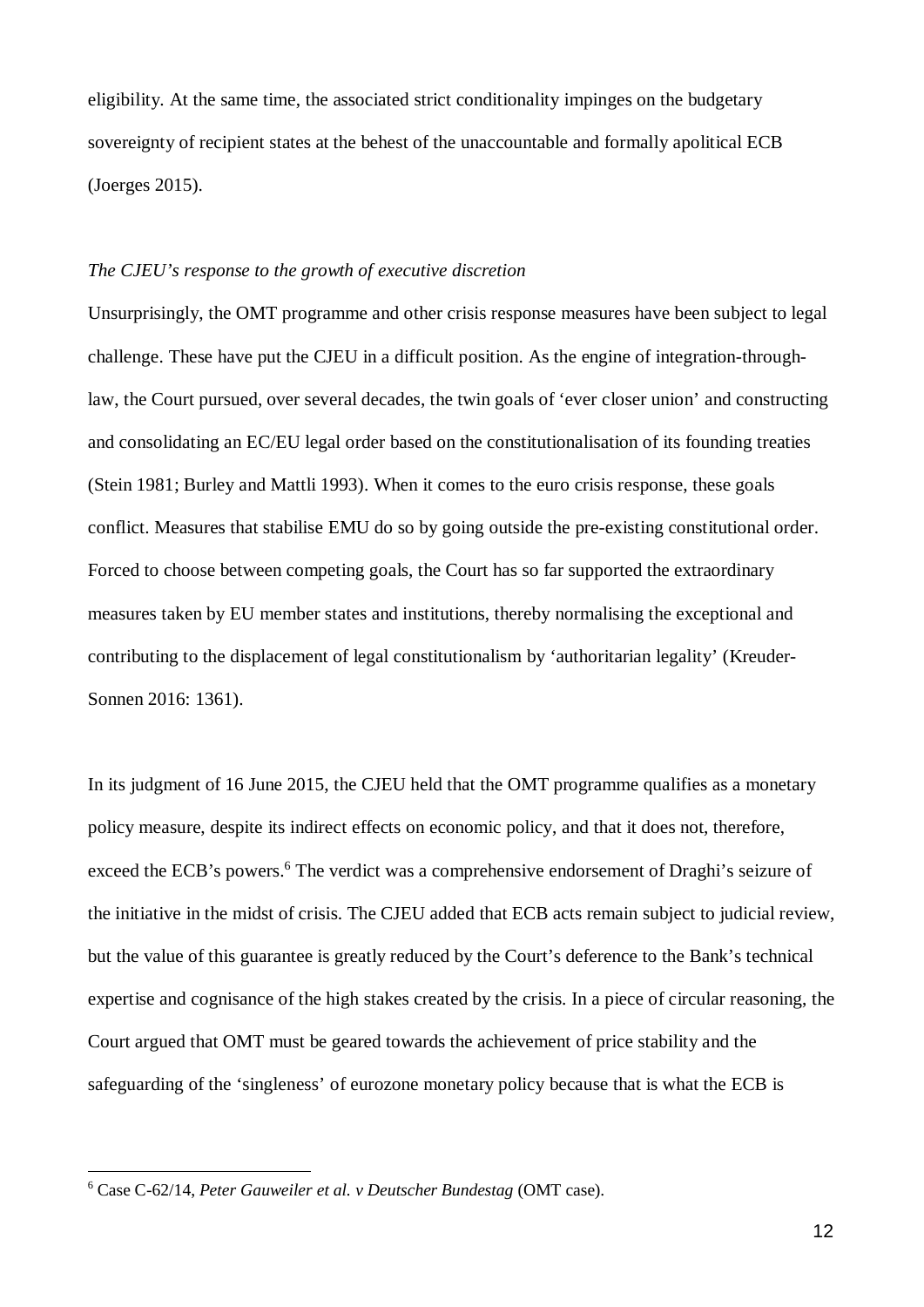eligibility. At the same time, the associated strict conditionality impinges on the budgetary sovereignty of recipient states at the behest of the unaccountable and formally apolitical ECB (Joerges 2015).

*The CJEU's response to the growth of executive discretion*

Unsurprisingly, the OMT programme and other crisis response measures have been subject to legal challenge. These have put the CJEU in a difficult position. As the engine of integration-through-law, the Court pursued, over several decades, the twin goals of 'ever closer union' and constructing and consolidating an EC/EU legal order based on the constitutionalisation of its founding treaties (Stein 1981; Burley and Mattli 1993). When it comes to the euro crisis response, these goals conflict. Measures that stabilise EMU do so by going outside the pre-existing constitutional order. Forced to choose between competing goals, the Court has so far supported the extraordinary measures taken by EU member states and institutions, thereby normalising the exceptional and contributing to the displacement of legal constitutionalism by 'authoritarian legality' (Kreuder-Sonnen 2016: 1361).

In its judgment of 16 June 2015, the CJEU held that the OMT programme qualifies as a monetary policy measure, despite its indirect effects on economic policy, and that it does not, therefore, exceed the ECB's powers.[6] The verdict was a comprehensive endorsement of Draghi's seizure of the initiative in the midst of crisis. The CJEU added that ECB acts remain subject to judicial review, but the value of this guarantee is greatly reduced by the Court's deference to the Bank's technical expertise and cognisance of the high stakes created by the crisis. In a piece of circular reasoning, the Court argued that OMT must be geared towards the achievement of price stability and the safeguarding of the 'singleness' of eurozone monetary policy because that is what the ECB is

---

[6] Case C-62/14, *Peter Gauweiler et al. v Deutscher Bundestag* (OMT case).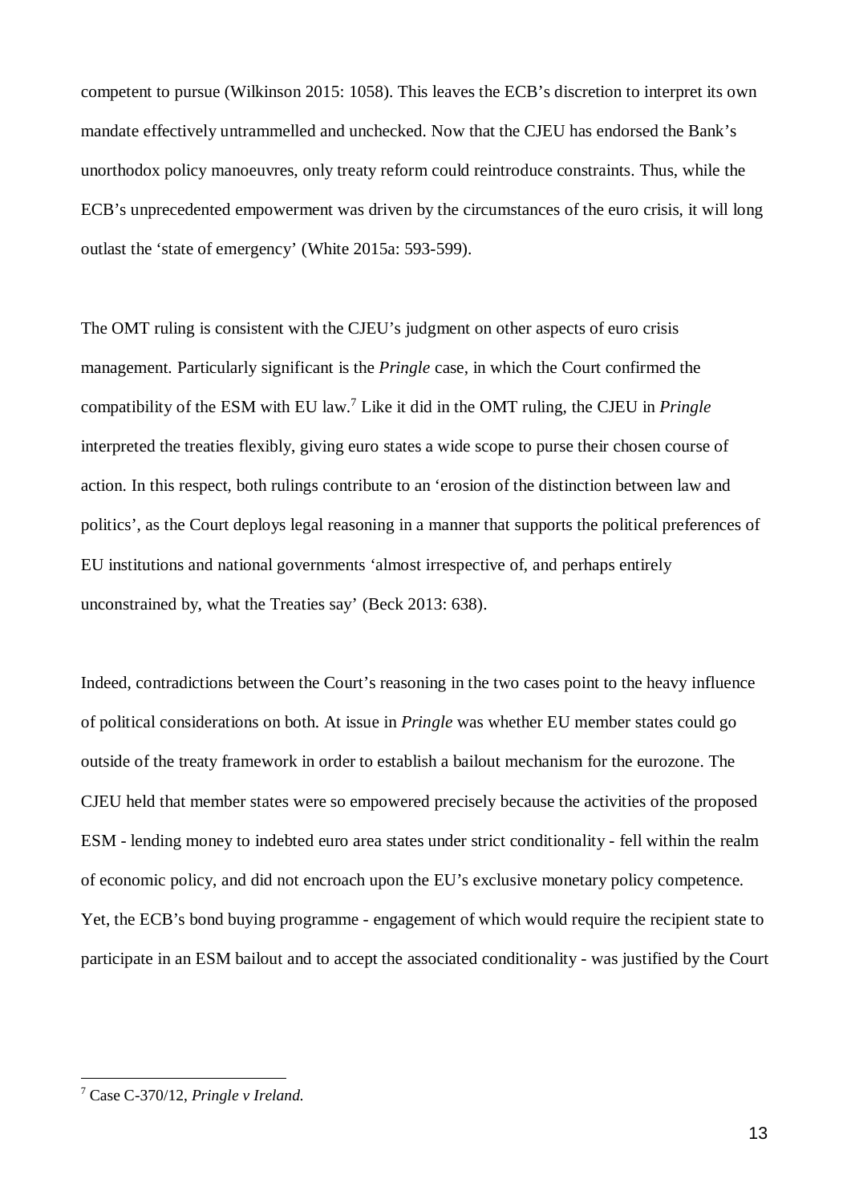competent to pursue (Wilkinson 2015: 1058). This leaves the ECB's discretion to interpret its own mandate effectively untrammelled and unchecked. Now that the CJEU has endorsed the Bank's unorthodox policy manoeuvres, only treaty reform could reintroduce constraints. Thus, while the ECB's unprecedented empowerment was driven by the circumstances of the euro crisis, it will long outlast the 'state of emergency' (White 2015a: 593-599).

The OMT ruling is consistent with the CJEU's judgment on other aspects of euro crisis management. Particularly significant is the *Pringle* case, in which the Court confirmed the compatibility of the ESM with EU law.[7] Like it did in the OMT ruling, the CJEU in *Pringle* interpreted the treaties flexibly, giving euro states a wide scope to purse their chosen course of action. In this respect, both rulings contribute to an 'erosion of the distinction between law and politics', as the Court deploys legal reasoning in a manner that supports the political preferences of EU institutions and national governments 'almost irrespective of, and perhaps entirely unconstrained by, what the Treaties say' (Beck 2013: 638).

Indeed, contradictions between the Court's reasoning in the two cases point to the heavy influence of political considerations on both. At issue in *Pringle* was whether EU member states could go outside of the treaty framework in order to establish a bailout mechanism for the eurozone. The CJEU held that member states were so empowered precisely because the activities of the proposed ESM - lending money to indebted euro area states under strict conditionality - fell within the realm of economic policy, and did not encroach upon the EU's exclusive monetary policy competence. Yet, the ECB's bond buying programme - engagement of which would require the recipient state to participate in an ESM bailout and to accept the associated conditionality - was justified by the Court

[7] Case C-370/12, *Pringle v Ireland.*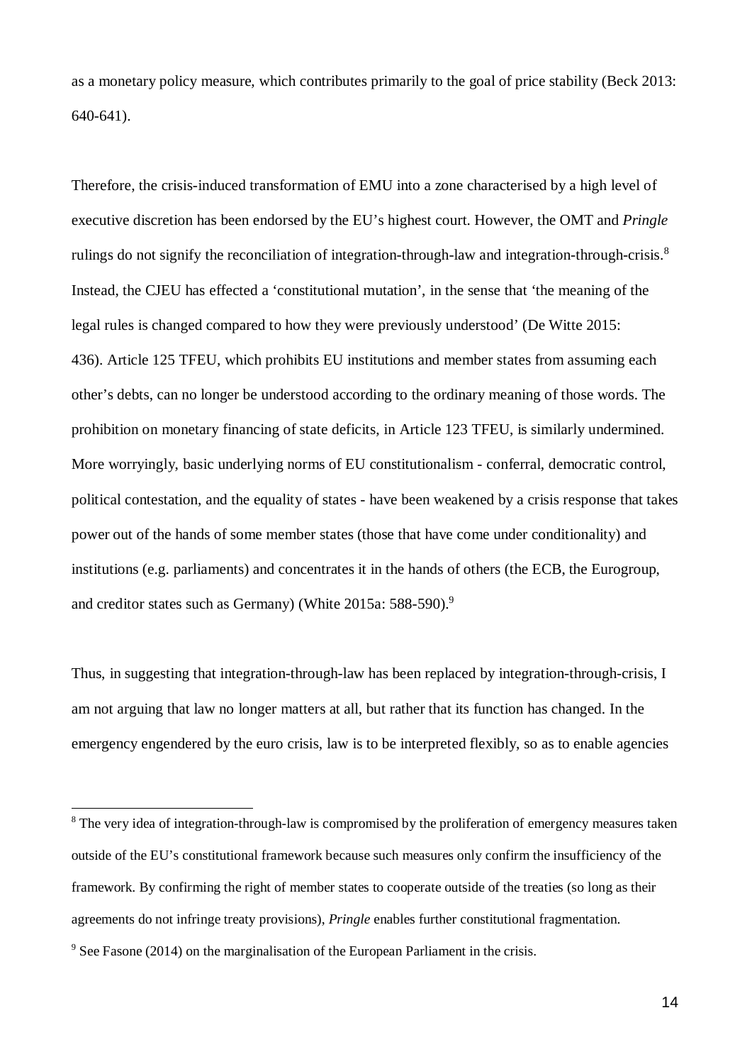as a monetary policy measure, which contributes primarily to the goal of price stability (Beck 2013: 640-641).

Therefore, the crisis-induced transformation of EMU into a zone characterised by a high level of executive discretion has been endorsed by the EU's highest court. However, the OMT and *Pringle* rulings do not signify the reconciliation of integration-through-law and integration-through-crisis.[8] Instead, the CJEU has effected a 'constitutional mutation', in the sense that 'the meaning of the legal rules is changed compared to how they were previously understood' (De Witte 2015: 436). Article 125 TFEU, which prohibits EU institutions and member states from assuming each other's debts, can no longer be understood according to the ordinary meaning of those words. The prohibition on monetary financing of state deficits, in Article 123 TFEU, is similarly undermined. More worryingly, basic underlying norms of EU constitutionalism - conferral, democratic control, political contestation, and the equality of states - have been weakened by a crisis response that takes power out of the hands of some member states (those that have come under conditionality) and institutions (e.g. parliaments) and concentrates it in the hands of others (the ECB, the Eurogroup, and creditor states such as Germany) (White 2015a: 588-590).[9]

Thus, in suggesting that integration-through-law has been replaced by integration-through-crisis, I am not arguing that law no longer matters at all, but rather that its function has changed. In the emergency engendered by the euro crisis, law is to be interpreted flexibly, so as to enable agencies

[8] The very idea of integration-through-law is compromised by the proliferation of emergency measures taken outside of the EU's constitutional framework because such measures only confirm the insufficiency of the framework. By confirming the right of member states to cooperate outside of the treaties (so long as their agreements do not infringe treaty provisions), *Pringle* enables further constitutional fragmentation.

[9] See Fasone (2014) on the marginalisation of the European Parliament in the crisis.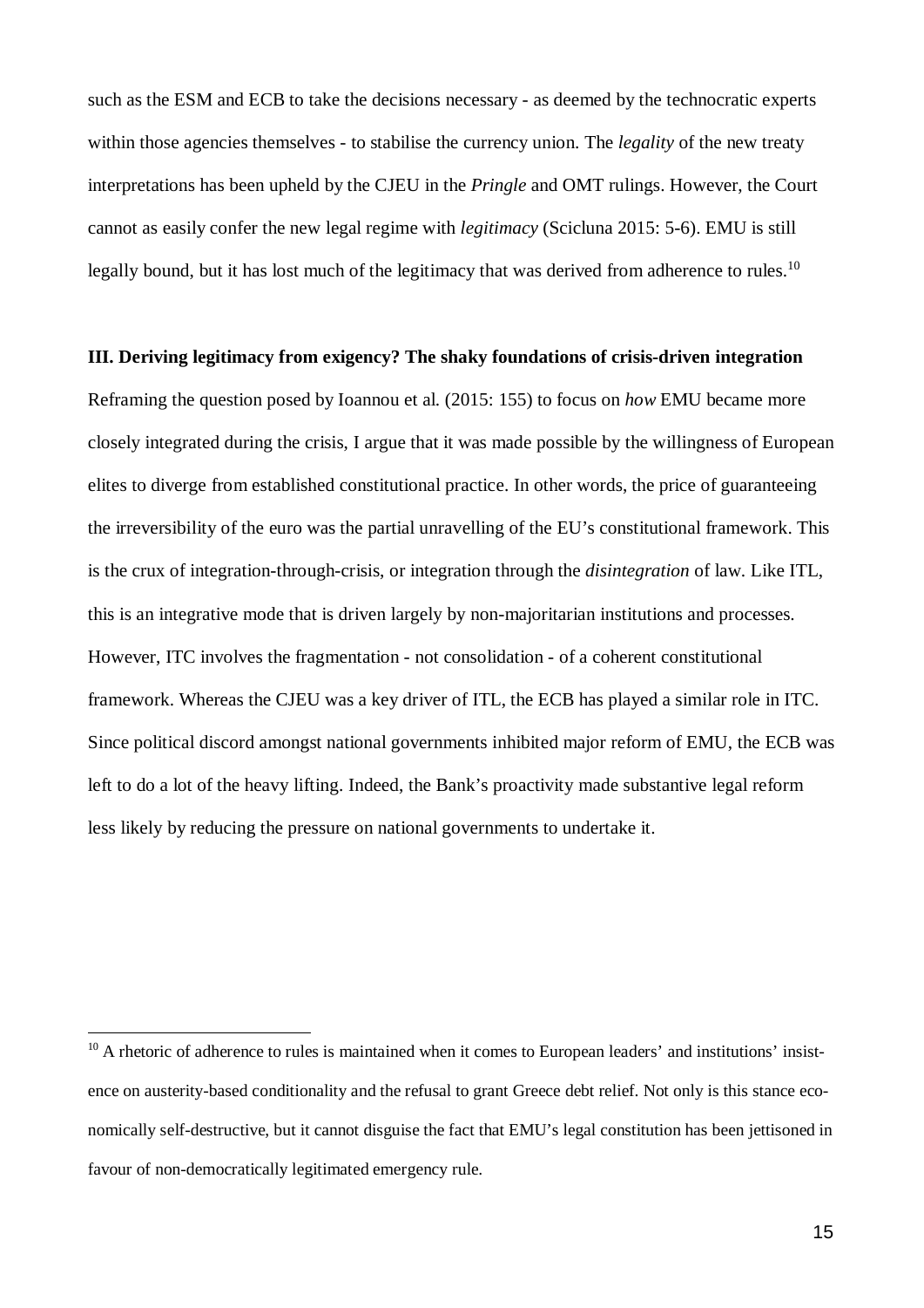such as the ESM and ECB to take the decisions necessary - as deemed by the technocratic experts within those agencies themselves - to stabilise the currency union. The *legality* of the new treaty interpretations has been upheld by the CJEU in the *Pringle* and OMT rulings. However, the Court cannot as easily confer the new legal regime with *legitimacy* (Scicluna 2015: 5-6). EMU is still legally bound, but it has lost much of the legitimacy that was derived from adherence to rules.[10]

**III. Deriving legitimacy from exigency? The shaky foundations of crisis-driven integration**

Reframing the question posed by Ioannou et al. (2015: 155) to focus on *how* EMU became more closely integrated during the crisis, I argue that it was made possible by the willingness of European elites to diverge from established constitutional practice. In other words, the price of guaranteeing the irreversibility of the euro was the partial unravelling of the EU's constitutional framework. This is the crux of integration-through-crisis, or integration through the *disintegration* of law. Like ITL, this is an integrative mode that is driven largely by non-majoritarian institutions and processes. However, ITC involves the fragmentation - not consolidation - of a coherent constitutional framework. Whereas the CJEU was a key driver of ITL, the ECB has played a similar role in ITC. Since political discord amongst national governments inhibited major reform of EMU, the ECB was left to do a lot of the heavy lifting. Indeed, the Bank's proactivity made substantive legal reform less likely by reducing the pressure on national governments to undertake it.

[10] A rhetoric of adherence to rules is maintained when it comes to European leaders' and institutions' insistence on austerity-based conditionality and the refusal to grant Greece debt relief. Not only is this stance economically self-destructive, but it cannot disguise the fact that EMU's legal constitution has been jettisoned in favour of non-democratically legitimated emergency rule.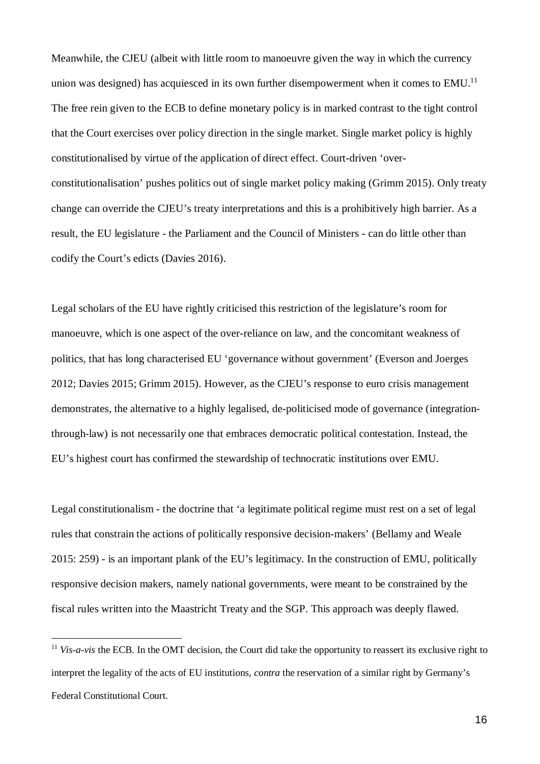Meanwhile, the CJEU (albeit with little room to manoeuvre given the way in which the currency union was designed) has acquiesced in its own further disempowerment when it comes to EMU.[11] The free rein given to the ECB to define monetary policy is in marked contrast to the tight control that the Court exercises over policy direction in the single market. Single market policy is highly constitutionalised by virtue of the application of direct effect. Court-driven 'over-constitutionalisation' pushes politics out of single market policy making (Grimm 2015). Only treaty change can override the CJEU's treaty interpretations and this is a prohibitively high barrier. As a result, the EU legislature - the Parliament and the Council of Ministers - can do little other than codify the Court's edicts (Davies 2016).

Legal scholars of the EU have rightly criticised this restriction of the legislature's room for manoeuvre, which is one aspect of the over-reliance on law, and the concomitant weakness of politics, that has long characterised EU 'governance without government' (Everson and Joerges 2012; Davies 2015; Grimm 2015). However, as the CJEU's response to euro crisis management demonstrates, the alternative to a highly legalised, de-politicised mode of governance (integration-through-law) is not necessarily one that embraces democratic political contestation. Instead, the EU's highest court has confirmed the stewardship of technocratic institutions over EMU.

Legal constitutionalism - the doctrine that 'a legitimate political regime must rest on a set of legal rules that constrain the actions of politically responsive decision-makers' (Bellamy and Weale 2015: 259) - is an important plank of the EU's legitimacy. In the construction of EMU, politically responsive decision makers, namely national governments, were meant to be constrained by the fiscal rules written into the Maastricht Treaty and the SGP. This approach was deeply flawed.

[11] *Vis-a-vis* the ECB. In the OMT decision, the Court did take the opportunity to reassert its exclusive right to interpret the legality of the acts of EU institutions, *contra* the reservation of a similar right by Germany's Federal Constitutional Court.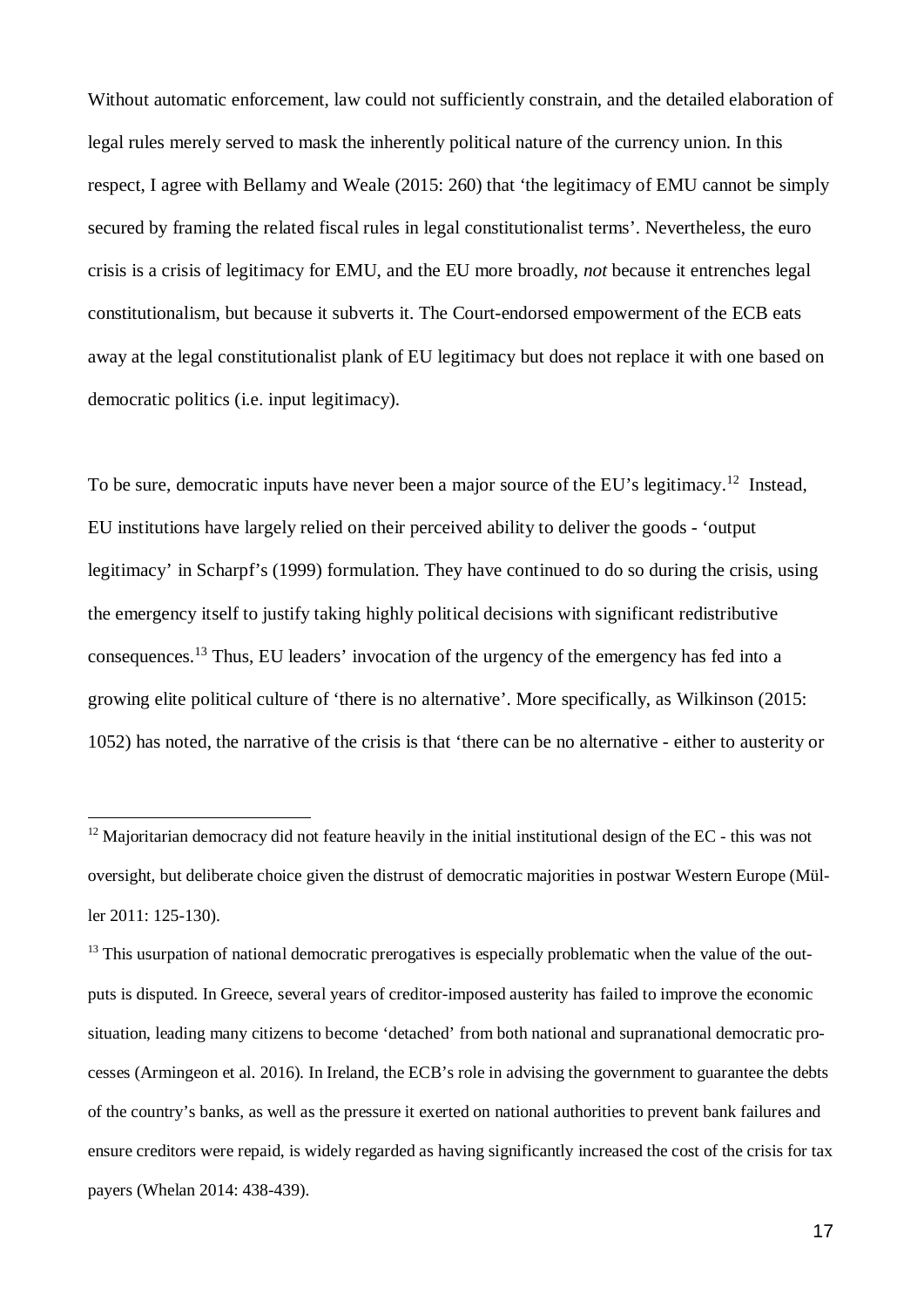Without automatic enforcement, law could not sufficiently constrain, and the detailed elaboration of legal rules merely served to mask the inherently political nature of the currency union. In this respect, I agree with Bellamy and Weale (2015: 260) that 'the legitimacy of EMU cannot be simply secured by framing the related fiscal rules in legal constitutionalist terms'. Nevertheless, the euro crisis is a crisis of legitimacy for EMU, and the EU more broadly, *not* because it entrenches legal constitutionalism, but because it subverts it. The Court-endorsed empowerment of the ECB eats away at the legal constitutionalist plank of EU legitimacy but does not replace it with one based on democratic politics (i.e. input legitimacy).

To be sure, democratic inputs have never been a major source of the EU's legitimacy.[12] Instead, EU institutions have largely relied on their perceived ability to deliver the goods - 'output legitimacy' in Scharpf's (1999) formulation. They have continued to do so during the crisis, using the emergency itself to justify taking highly political decisions with significant redistributive consequences.[13] Thus, EU leaders' invocation of the urgency of the emergency has fed into a growing elite political culture of 'there is no alternative'. More specifically, as Wilkinson (2015: 1052) has noted, the narrative of the crisis is that 'there can be no alternative - either to austerity or

---

[12] Majoritarian democracy did not feature heavily in the initial institutional design of the EC - this was not oversight, but deliberate choice given the distrust of democratic majorities in postwar Western Europe (Müller 2011: 125-130).

[13] This usurpation of national democratic prerogatives is especially problematic when the value of the outputs is disputed. In Greece, several years of creditor-imposed austerity has failed to improve the economic situation, leading many citizens to become 'detached' from both national and supranational democratic processes (Armingeon et al. 2016). In Ireland, the ECB's role in advising the government to guarantee the debts of the country's banks, as well as the pressure it exerted on national authorities to prevent bank failures and ensure creditors were repaid, is widely regarded as having significantly increased the cost of the crisis for tax payers (Whelan 2014: 438-439).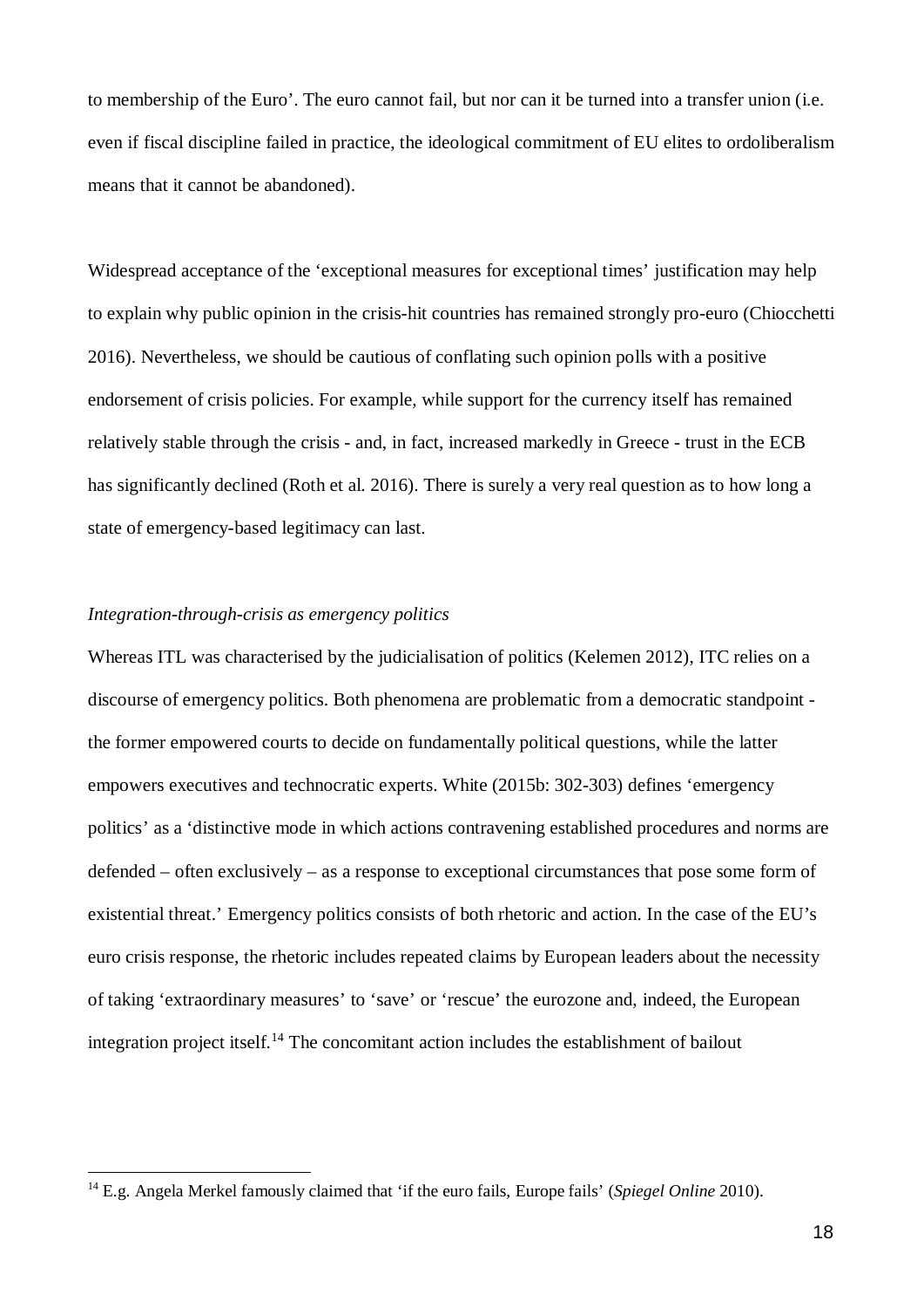to membership of the Euro'. The euro cannot fail, but nor can it be turned into a transfer union (i.e. even if fiscal discipline failed in practice, the ideological commitment of EU elites to ordoliberalism means that it cannot be abandoned).

Widespread acceptance of the 'exceptional measures for exceptional times' justification may help to explain why public opinion in the crisis-hit countries has remained strongly pro-euro (Chiocchetti 2016). Nevertheless, we should be cautious of conflating such opinion polls with a positive endorsement of crisis policies. For example, while support for the currency itself has remained relatively stable through the crisis - and, in fact, increased markedly in Greece - trust in the ECB has significantly declined (Roth et al. 2016). There is surely a very real question as to how long a state of emergency-based legitimacy can last.

*Integration-through-crisis as emergency politics*

Whereas ITL was characterised by the judicialisation of politics (Kelemen 2012), ITC relies on a discourse of emergency politics. Both phenomena are problematic from a democratic standpoint - the former empowered courts to decide on fundamentally political questions, while the latter empowers executives and technocratic experts. White (2015b: 302-303) defines 'emergency politics' as a 'distinctive mode in which actions contravening established procedures and norms are defended – often exclusively – as a response to exceptional circumstances that pose some form of existential threat.' Emergency politics consists of both rhetoric and action. In the case of the EU's euro crisis response, the rhetoric includes repeated claims by European leaders about the necessity of taking 'extraordinary measures' to 'save' or 'rescue' the eurozone and, indeed, the European integration project itself.[14] The concomitant action includes the establishment of bailout

[14] E.g. Angela Merkel famously claimed that 'if the euro fails, Europe fails' (*Spiegel Online* 2010).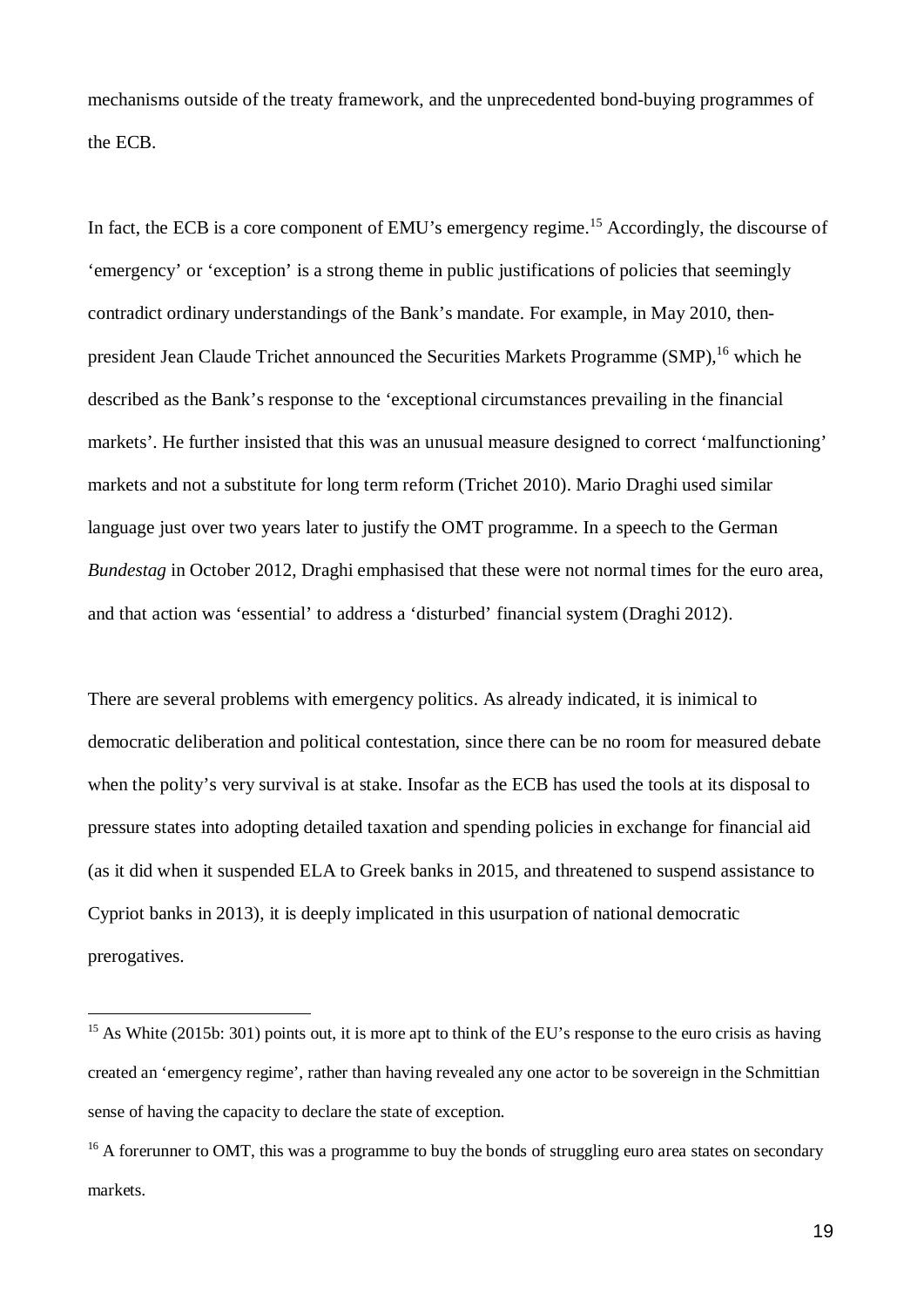mechanisms outside of the treaty framework, and the unprecedented bond-buying programmes of the ECB.

In fact, the ECB is a core component of EMU's emergency regime.[15] Accordingly, the discourse of 'emergency' or 'exception' is a strong theme in public justifications of policies that seemingly contradict ordinary understandings of the Bank's mandate. For example, in May 2010, then-president Jean Claude Trichet announced the Securities Markets Programme (SMP),[16] which he described as the Bank's response to the 'exceptional circumstances prevailing in the financial markets'. He further insisted that this was an unusual measure designed to correct 'malfunctioning' markets and not a substitute for long term reform (Trichet 2010). Mario Draghi used similar language just over two years later to justify the OMT programme. In a speech to the German *Bundestag* in October 2012, Draghi emphasised that these were not normal times for the euro area, and that action was 'essential' to address a 'disturbed' financial system (Draghi 2012).

There are several problems with emergency politics. As already indicated, it is inimical to democratic deliberation and political contestation, since there can be no room for measured debate when the polity's very survival is at stake. Insofar as the ECB has used the tools at its disposal to pressure states into adopting detailed taxation and spending policies in exchange for financial aid (as it did when it suspended ELA to Greek banks in 2015, and threatened to suspend assistance to Cypriot banks in 2013), it is deeply implicated in this usurpation of national democratic prerogatives.

---

[15] As White (2015b: 301) points out, it is more apt to think of the EU's response to the euro crisis as having created an 'emergency regime', rather than having revealed any one actor to be sovereign in the Schmittian sense of having the capacity to declare the state of exception.

[16] A forerunner to OMT, this was a programme to buy the bonds of struggling euro area states on secondary markets.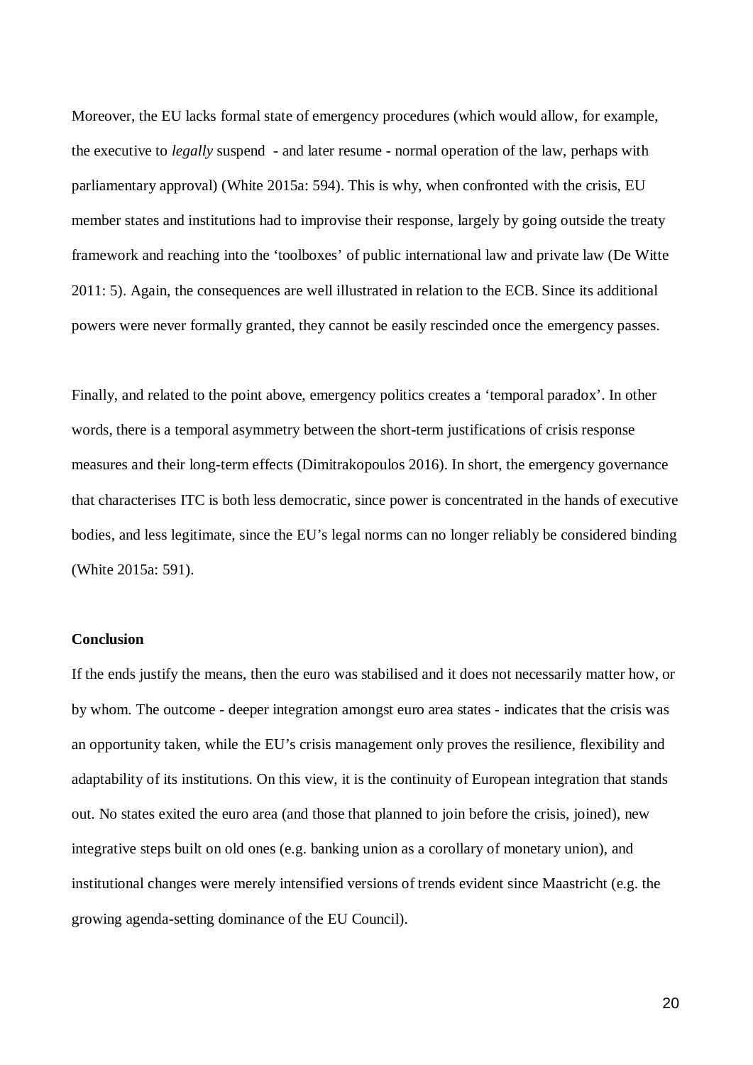Moreover, the EU lacks formal state of emergency procedures (which would allow, for example, the executive to *legally* suspend - and later resume - normal operation of the law, perhaps with parliamentary approval) (White 2015a: 594). This is why, when confronted with the crisis, EU member states and institutions had to improvise their response, largely by going outside the treaty framework and reaching into the 'toolboxes' of public international law and private law (De Witte 2011: 5). Again, the consequences are well illustrated in relation to the ECB. Since its additional powers were never formally granted, they cannot be easily rescinded once the emergency passes.

Finally, and related to the point above, emergency politics creates a 'temporal paradox'. In other words, there is a temporal asymmetry between the short-term justifications of crisis response measures and their long-term effects (Dimitrakopoulos 2016). In short, the emergency governance that characterises ITC is both less democratic, since power is concentrated in the hands of executive bodies, and less legitimate, since the EU's legal norms can no longer reliably be considered binding (White 2015a: 591).

## Conclusion

If the ends justify the means, then the euro was stabilised and it does not necessarily matter how, or by whom. The outcome - deeper integration amongst euro area states - indicates that the crisis was an opportunity taken, while the EU's crisis management only proves the resilience, flexibility and adaptability of its institutions. On this view, it is the continuity of European integration that stands out. No states exited the euro area (and those that planned to join before the crisis, joined), new integrative steps built on old ones (e.g. banking union as a corollary of monetary union), and institutional changes were merely intensified versions of trends evident since Maastricht (e.g. the growing agenda-setting dominance of the EU Council).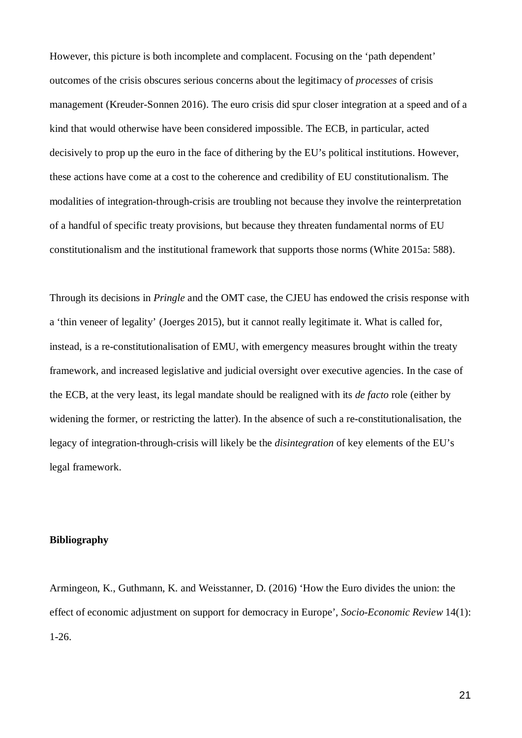However, this picture is both incomplete and complacent. Focusing on the 'path dependent' outcomes of the crisis obscures serious concerns about the legitimacy of *processes* of crisis management (Kreuder-Sonnen 2016). The euro crisis did spur closer integration at a speed and of a kind that would otherwise have been considered impossible. The ECB, in particular, acted decisively to prop up the euro in the face of dithering by the EU's political institutions. However, these actions have come at a cost to the coherence and credibility of EU constitutionalism. The modalities of integration-through-crisis are troubling not because they involve the reinterpretation of a handful of specific treaty provisions, but because they threaten fundamental norms of EU constitutionalism and the institutional framework that supports those norms (White 2015a: 588).

Through its decisions in *Pringle* and the OMT case, the CJEU has endowed the crisis response with a 'thin veneer of legality' (Joerges 2015), but it cannot really legitimate it. What is called for, instead, is a re-constitutionalisation of EMU, with emergency measures brought within the treaty framework, and increased legislative and judicial oversight over executive agencies. In the case of the ECB, at the very least, its legal mandate should be realigned with its *de facto* role (either by widening the former, or restricting the latter). In the absence of such a re-constitutionalisation, the legacy of integration-through-crisis will likely be the *disintegration* of key elements of the EU's legal framework.

**Bibliography**

Armingeon, K., Guthmann, K. and Weisstanner, D. (2016) 'How the Euro divides the union: the effect of economic adjustment on support for democracy in Europe', *Socio-Economic Review* 14(1): 1-26.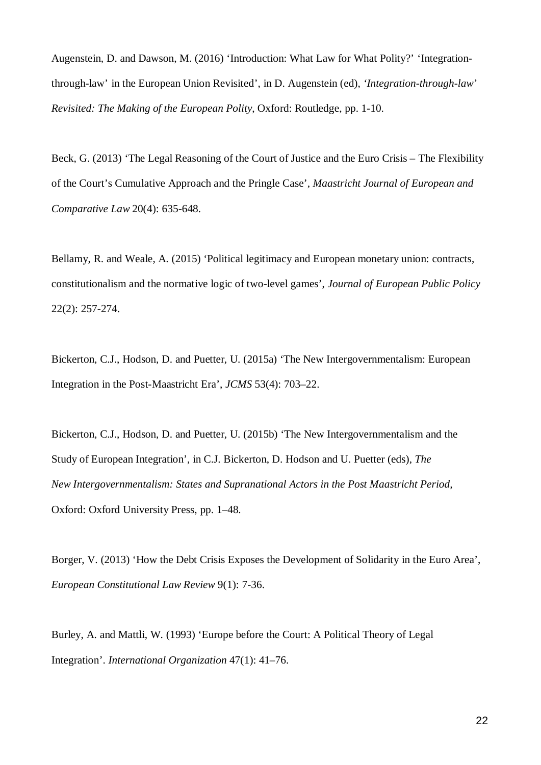Augenstein, D. and Dawson, M. (2016) ‘Introduction: What Law for What Polity?’ ‘Integration-through-law’ in the European Union Revisited’, in D. Augenstein (ed), *‘Integration-through-law’ Revisited: The Making of the European Polity*, Oxford: Routledge, pp. 1-10.

Beck, G. (2013) ‘The Legal Reasoning of the Court of Justice and the Euro Crisis – The Flexibility of the Court’s Cumulative Approach and the Pringle Case’, *Maastricht Journal of European and Comparative Law* 20(4): 635-648.

Bellamy, R. and Weale, A. (2015) ‘Political legitimacy and European monetary union: contracts, constitutionalism and the normative logic of two-level games’, *Journal of European Public Policy* 22(2): 257-274.

Bickerton, C.J., Hodson, D. and Puetter, U. (2015a) ‘The New Intergovernmentalism: European Integration in the Post-Maastricht Era’, *JCMS* 53(4): 703–22.

Bickerton, C.J., Hodson, D. and Puetter, U. (2015b) ‘The New Intergovernmentalism and the Study of European Integration’, in C.J. Bickerton, D. Hodson and U. Puetter (eds), *The New Intergovernmentalism: States and Supranational Actors in the Post Maastricht Period,* Oxford: Oxford University Press, pp. 1–48.

Borger, V. (2013) ‘How the Debt Crisis Exposes the Development of Solidarity in the Euro Area’, *European Constitutional Law Review* 9(1): 7-36.

Burley, A. and Mattli, W. (1993) ‘Europe before the Court: A Political Theory of Legal Integration’. *International Organization* 47(1): 41–76.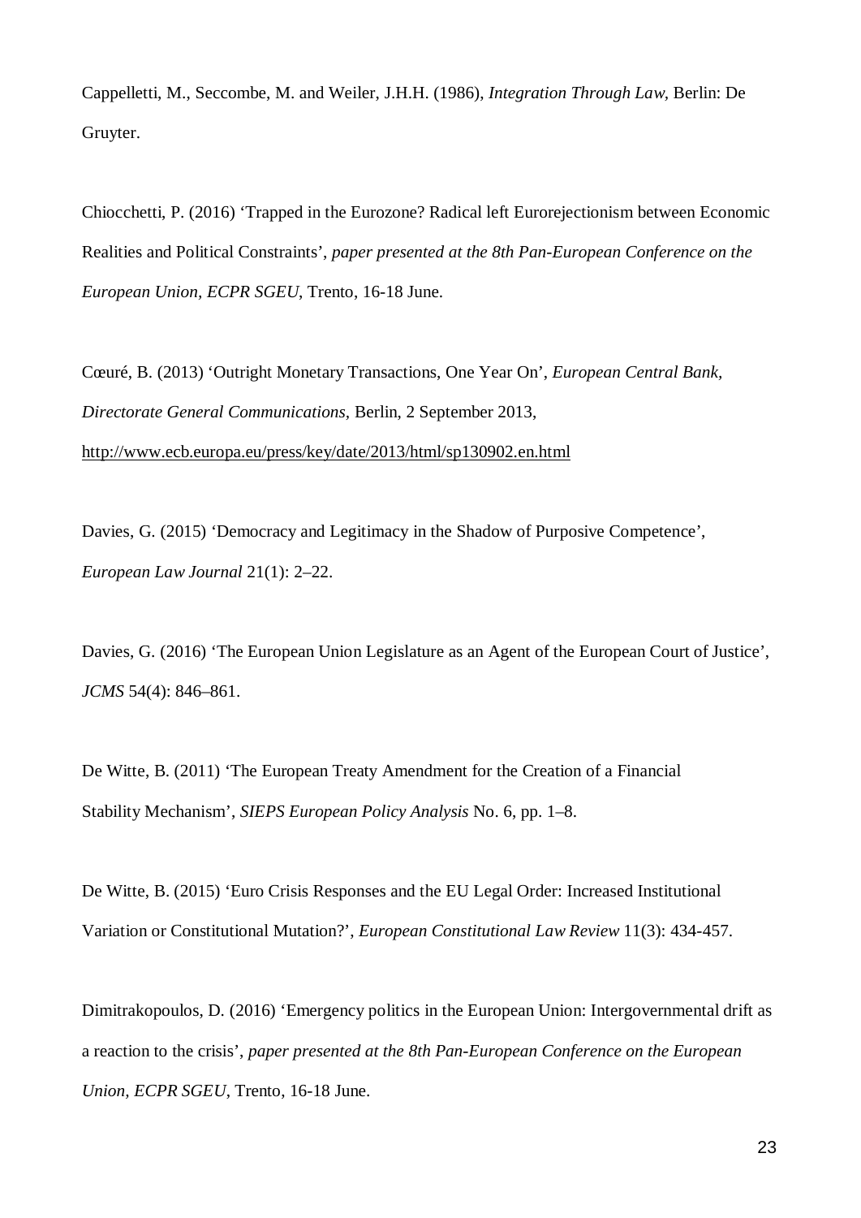Cappelletti, M., Seccombe, M. and Weiler, J.H.H. (1986), *Integration Through Law*, Berlin: De Gruyter.

Chiocchetti, P. (2016) 'Trapped in the Eurozone? Radical left Eurorejectionism between Economic Realities and Political Constraints', *paper presented at the 8th Pan-European Conference on the European Union, ECPR SGEU*, Trento, 16-18 June.

Cœuré, B. (2013) 'Outright Monetary Transactions, One Year On', *European Central Bank, Directorate General Communications*, Berlin, 2 September 2013, http://www.ecb.europa.eu/press/key/date/2013/html/sp130902.en.html

Davies, G. (2015) 'Democracy and Legitimacy in the Shadow of Purposive Competence', *European Law Journal* 21(1): 2–22.

Davies, G. (2016) 'The European Union Legislature as an Agent of the European Court of Justice', *JCMS* 54(4): 846–861.

De Witte, B. (2011) 'The European Treaty Amendment for the Creation of a Financial Stability Mechanism', *SIEPS European Policy Analysis* No. 6, pp. 1–8.

De Witte, B. (2015) 'Euro Crisis Responses and the EU Legal Order: Increased Institutional Variation or Constitutional Mutation?', *European Constitutional Law Review* 11(3): 434-457.

Dimitrakopoulos, D. (2016) 'Emergency politics in the European Union: Intergovernmental drift as a reaction to the crisis', *paper presented at the 8th Pan-European Conference on the European Union, ECPR SGEU*, Trento, 16-18 June.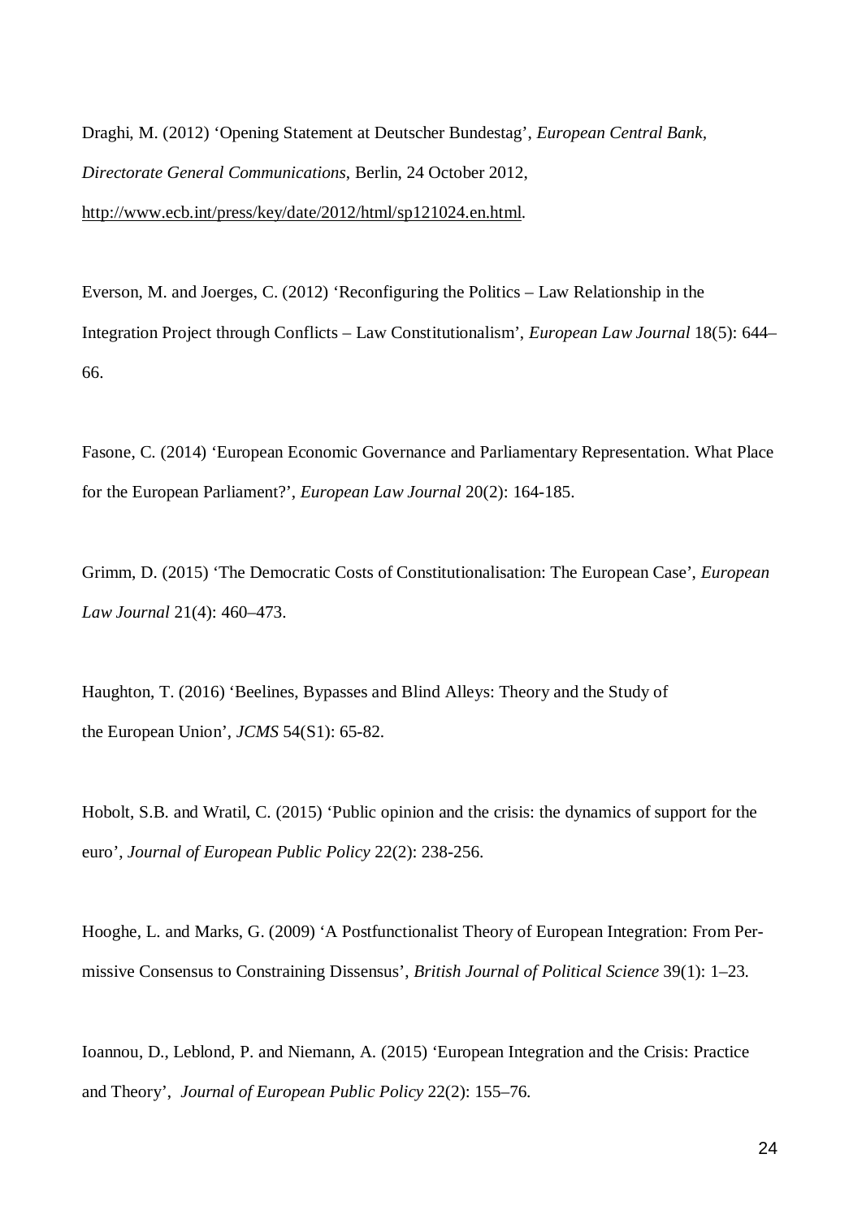Draghi, M. (2012) ‘Opening Statement at Deutscher Bundestag’, *European Central Bank, Directorate General Communications*, Berlin, 24 October 2012, http://www.ecb.int/press/key/date/2012/html/sp121024.en.html.

Everson, M. and Joerges, C. (2012) ‘Reconfiguring the Politics – Law Relationship in the Integration Project through Conflicts – Law Constitutionalism’, *European Law Journal* 18(5): 644–66.

Fasone, C. (2014) ‘European Economic Governance and Parliamentary Representation. What Place for the European Parliament?’, *European Law Journal* 20(2): 164-185.

Grimm, D. (2015) ‘The Democratic Costs of Constitutionalisation: The European Case’, *European Law Journal* 21(4): 460–473.

Haughton, T. (2016) ‘Beelines, Bypasses and Blind Alleys: Theory and the Study of the European Union’, *JCMS* 54(S1): 65-82.

Hobolt, S.B. and Wratil, C. (2015) ‘Public opinion and the crisis: the dynamics of support for the euro’, *Journal of European Public Policy* 22(2): 238-256.

Hooghe, L. and Marks, G. (2009) ‘A Postfunctionalist Theory of European Integration: From Permissive Consensus to Constraining Dissensus’, *British Journal of Political Science* 39(1): 1–23.

Ioannou, D., Leblond, P. and Niemann, A. (2015) ‘European Integration and the Crisis: Practice and Theory’, *Journal of European Public Policy* 22(2): 155–76.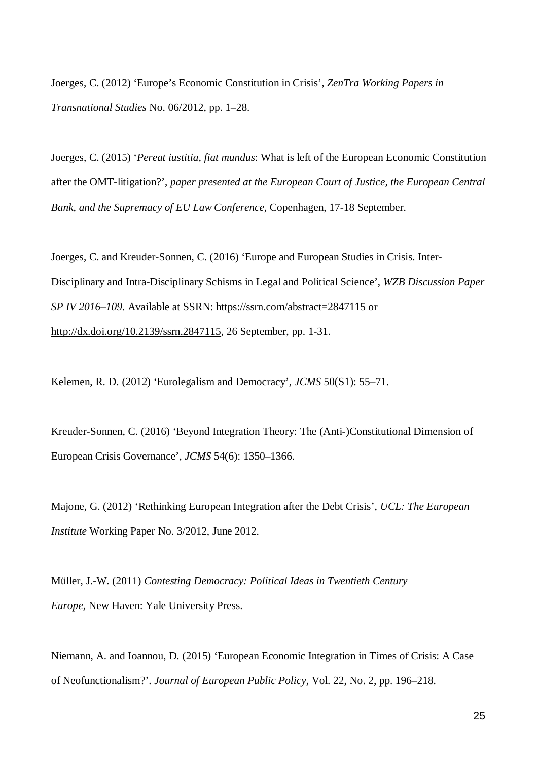Joerges, C. (2012) 'Europe's Economic Constitution in Crisis', *ZenTra Working Papers in Transnational Studies* No. 06/2012, pp. 1–28.

Joerges, C. (2015) '*Pereat iustitia, fiat mundus*: What is left of the European Economic Constitution after the OMT-litigation?', *paper presented at the European Court of Justice, the European Central Bank, and the Supremacy of EU Law Conference*, Copenhagen, 17-18 September.

Joerges, C. and Kreuder-Sonnen, C. (2016) 'Europe and European Studies in Crisis. Inter-Disciplinary and Intra-Disciplinary Schisms in Legal and Political Science', *WZB Discussion Paper SP IV 2016–109*. Available at SSRN: https://ssrn.com/abstract=2847115 or http://dx.doi.org/10.2139/ssrn.2847115, 26 September, pp. 1-31.

Kelemen, R. D. (2012) 'Eurolegalism and Democracy', *JCMS* 50(S1): 55–71.

Kreuder-Sonnen, C. (2016) 'Beyond Integration Theory: The (Anti-)Constitutional Dimension of European Crisis Governance', *JCMS* 54(6): 1350–1366.

Majone, G. (2012) 'Rethinking European Integration after the Debt Crisis', *UCL: The European Institute* Working Paper No. 3/2012, June 2012.

Müller, J.-W. (2011) *Contesting Democracy: Political Ideas in Twentieth Century Europe*, New Haven: Yale University Press.

Niemann, A. and Ioannou, D. (2015) 'European Economic Integration in Times of Crisis: A Case of Neofunctionalism?'. *Journal of European Public Policy*, Vol. 22, No. 2, pp. 196–218.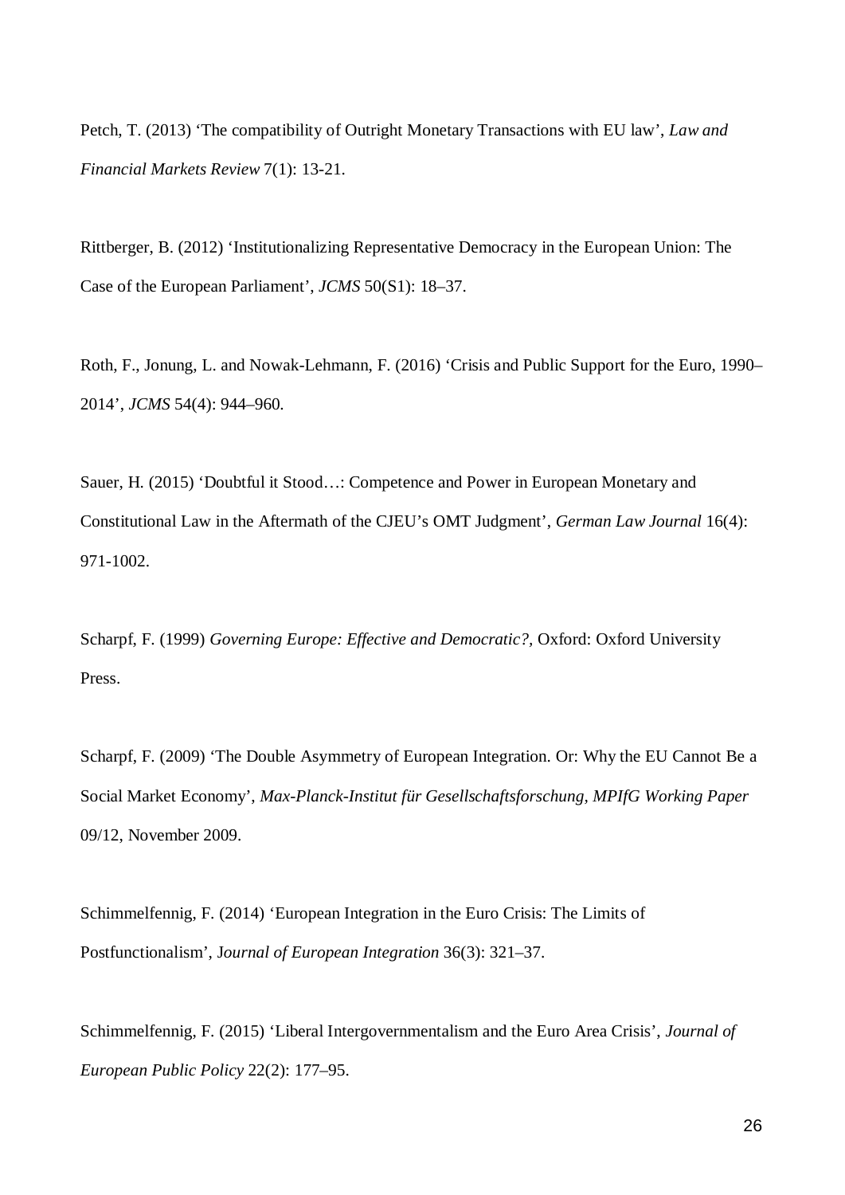Petch, T. (2013) ‘The compatibility of Outright Monetary Transactions with EU law’, *Law and Financial Markets Review* 7(1): 13-21.

Rittberger, B. (2012) ‘Institutionalizing Representative Democracy in the European Union: The Case of the European Parliament’, *JCMS* 50(S1): 18–37.

Roth, F., Jonung, L. and Nowak-Lehmann, F. (2016) ‘Crisis and Public Support for the Euro, 1990–2014’, *JCMS* 54(4): 944–960.

Sauer, H. (2015) ‘Doubtful it Stood…: Competence and Power in European Monetary and Constitutional Law in the Aftermath of the CJEU’s OMT Judgment’, *German Law Journal* 16(4): 971-1002.

Scharpf, F. (1999) *Governing Europe: Effective and Democratic?*, Oxford: Oxford University Press.

Scharpf, F. (2009) ‘The Double Asymmetry of European Integration. Or: Why the EU Cannot Be a Social Market Economy’, *Max-Planck-Institut für Gesellschaftsforschung, MPIfG Working Paper* 09/12, November 2009.

Schimmelfennig, F. (2014) ‘European Integration in the Euro Crisis: The Limits of Postfunctionalism’, J*ournal of European Integration* 36(3): 321–37.

Schimmelfennig, F. (2015) ‘Liberal Intergovernmentalism and the Euro Area Crisis’, *Journal of European Public Policy* 22(2): 177–95.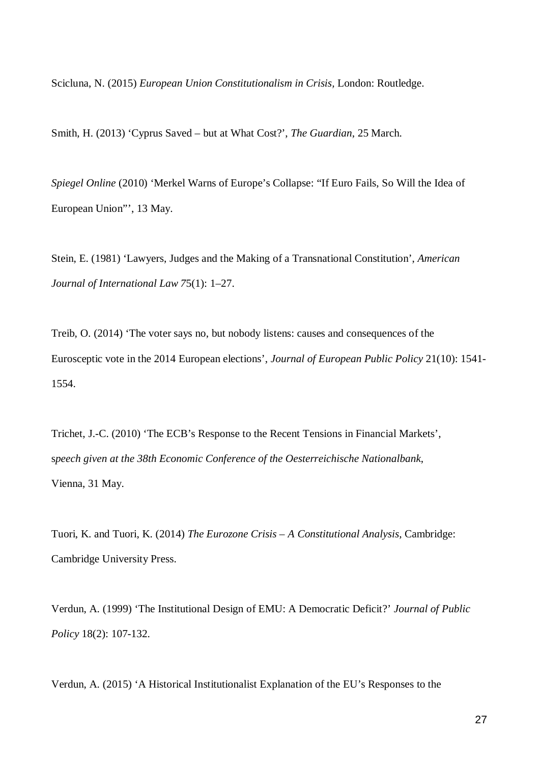Scicluna, N. (2015) *European Union Constitutionalism in Crisis,* London: Routledge.

Smith, H. (2013) 'Cyprus Saved – but at What Cost?', *The Guardian*, 25 March.

*Spiegel Online* (2010) 'Merkel Warns of Europe's Collapse: "If Euro Fails, So Will the Idea of European Union"', 13 May.

Stein, E. (1981) 'Lawyers, Judges and the Making of a Transnational Constitution', *American Journal of International Law 7*5(1): 1–27.

Treib, O. (2014) 'The voter says no, but nobody listens: causes and consequences of the Eurosceptic vote in the 2014 European elections', *Journal of European Public Policy* 21(10): 1541-1554.

Trichet, J.-C. (2010) 'The ECB's Response to the Recent Tensions in Financial Markets', s*peech given at the 38th Economic Conference of the Oesterreichische Nationalbank*, Vienna, 31 May.

Tuori, K. and Tuori, K. (2014) *The Eurozone Crisis – A Constitutional Analysis,* Cambridge: Cambridge University Press.

Verdun, A. (1999) 'The Institutional Design of EMU: A Democratic Deficit?' *Journal of Public Policy* 18(2): 107-132.

Verdun, A. (2015) 'A Historical Institutionalist Explanation of the EU's Responses to the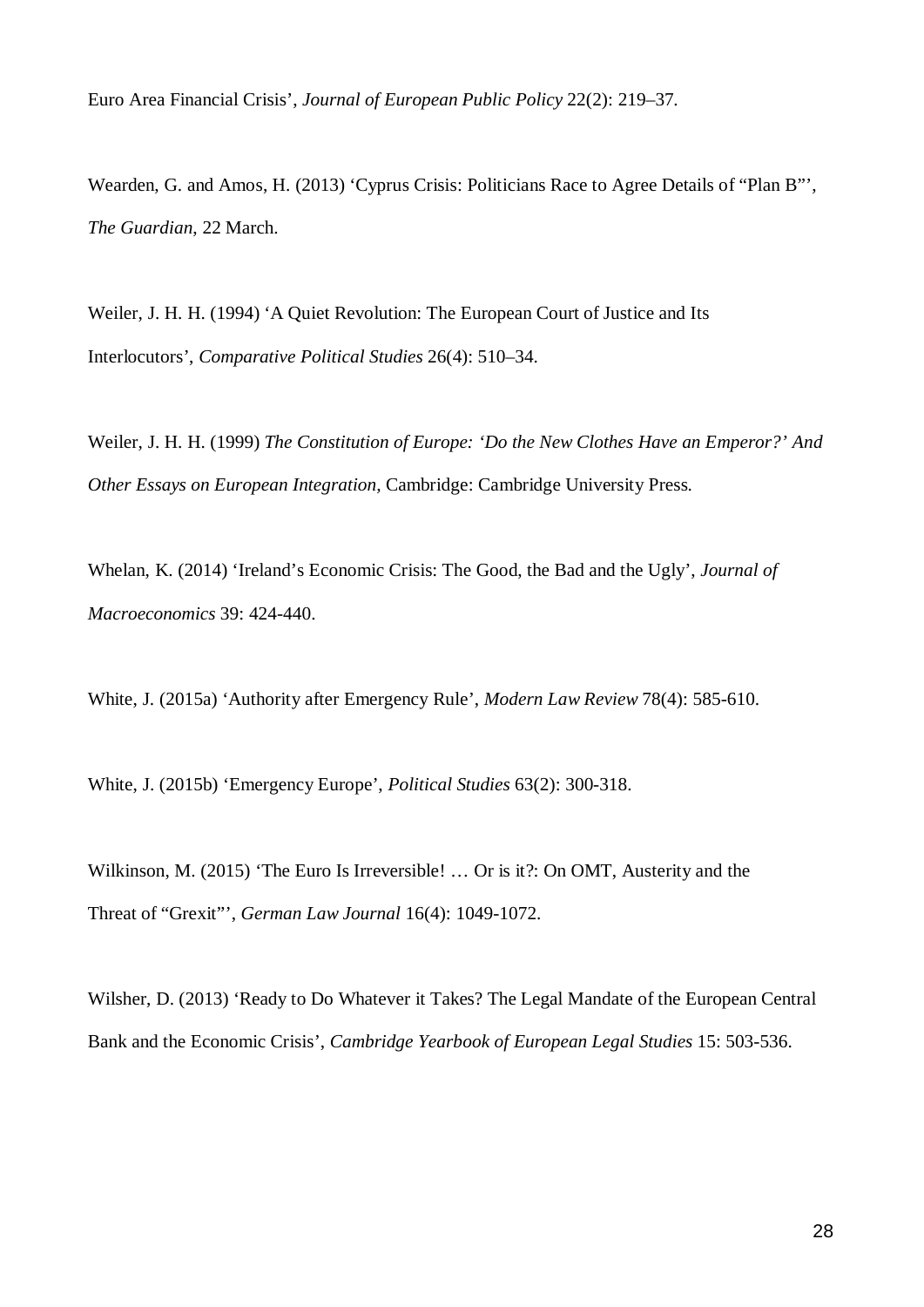Euro Area Financial Crisis', *Journal of European Public Policy* 22(2): 219–37.

Wearden, G. and Amos, H. (2013) 'Cyprus Crisis: Politicians Race to Agree Details of "Plan B"', *The Guardian*, 22 March.

Weiler, J. H. H. (1994) 'A Quiet Revolution: The European Court of Justice and Its Interlocutors', *Comparative Political Studies* 26(4): 510–34.

Weiler, J. H. H. (1999) *The Constitution of Europe: 'Do the New Clothes Have an Emperor?' And Other Essays on European Integration*, Cambridge: Cambridge University Press.

Whelan, K. (2014) 'Ireland's Economic Crisis: The Good, the Bad and the Ugly', *Journal of Macroeconomics* 39: 424-440.

White, J. (2015a) 'Authority after Emergency Rule', *Modern Law Review* 78(4): 585-610.

White, J. (2015b) 'Emergency Europe', *Political Studies* 63(2): 300-318.

Wilkinson, M. (2015) 'The Euro Is Irreversible! … Or is it?: On OMT, Austerity and the Threat of "Grexit"', *German Law Journal* 16(4): 1049-1072.

Wilsher, D. (2013) 'Ready to Do Whatever it Takes? The Legal Mandate of the European Central Bank and the Economic Crisis', *Cambridge Yearbook of European Legal Studies* 15: 503-536.